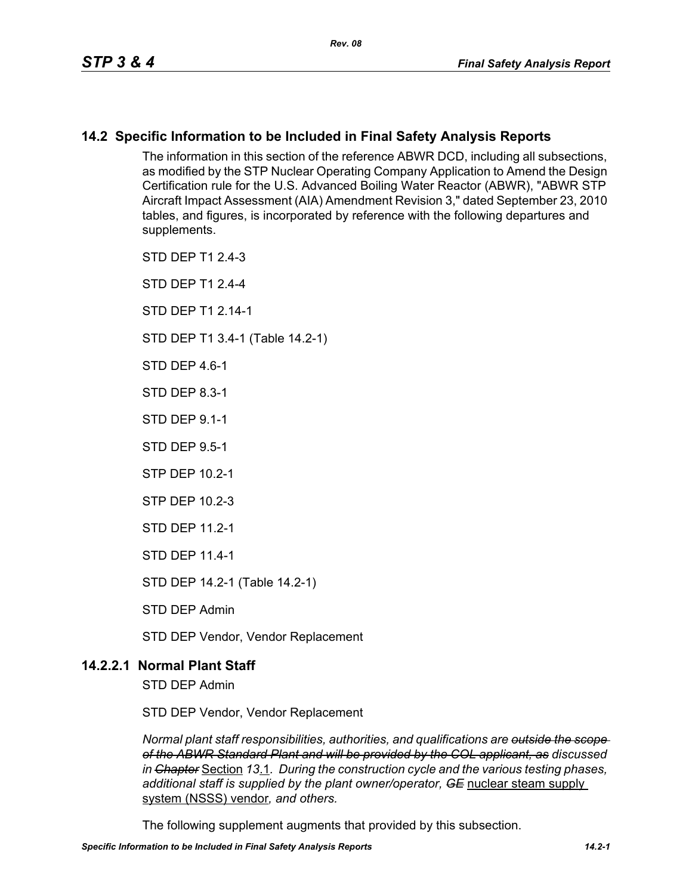## 14.2 Specific Information to be Included in Final Safety Analysis Reports

The information in this section of the reference ABWR DCD, including all subsections, as modified by the STP Nuclear Operating Company Application to Amend the Design Certification rule for the U.S. Advanced Boiling Water Reactor (ABWR), "ABWR STP Aircraft Impact Assessment (AIA) Amendment Revision 3," dated September 23, 2010 tables, and figures, is incorporated by reference with the following departures and supplements.

STD DEP T1 2.4-3

STD DEP T1 2.4-4

STD DEP T1 2.14-1

STD DEP T1 3.4-1 (Table 14.2-1)

STD DEP 4.6-1

STD DEP 8.3-1

STD DEP 9.1-1

STD DEP 9.5-1

STP DEP 10.2-1

STP DEP 10.2-3

STD DEP 11.2-1

STD DEP 11.4-1

STD DEP 14.2-1 (Table 14.2-1)

STD DEP Admin

STD DEP Vendor, Vendor Replacement

### 14.2.2.1 Normal Plant Staff

STD DEP Admin

STD DEP Vendor, Vendor Replacement

*Normal plant staff responsibilities, authorities, and qualifications are ~~outside the scope of the ABWR Standard Plant and will be provided by the COL applicant, as~~ discussed in ~~Chapter~~* Section *13*.1*. During the construction cycle and the various testing phases, additional staff is supplied by the plant owner/operator, ~~GE~~* nuclear steam supply system (NSSS) vendor*, and others.*

The following supplement augments that provided by this subsection.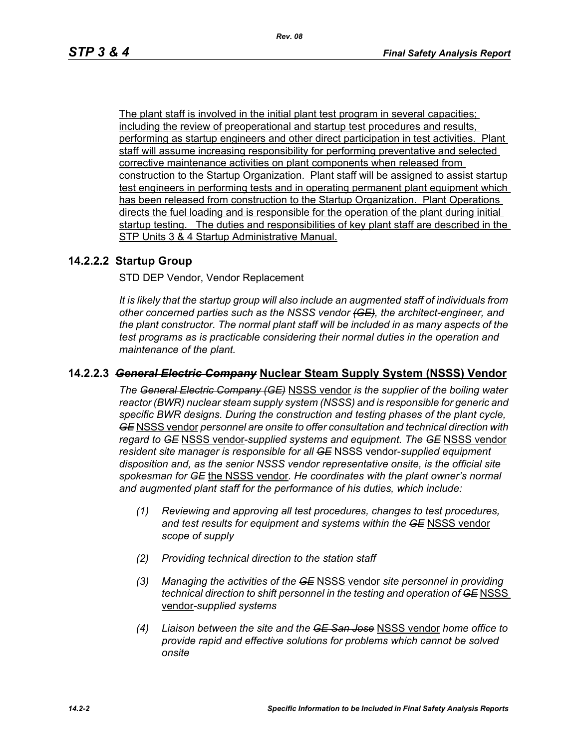The plant staff is involved in the initial plant test program in several capacities; including the review of preoperational and startup test procedures and results, performing as startup engineers and other direct participation in test activities. Plant staff will assume increasing responsibility for performing preventative and selected corrective maintenance activities on plant components when released from construction to the Startup Organization. Plant staff will be assigned to assist startup test engineers in performing tests and in operating permanent plant equipment which has been released from construction to the Startup Organization. Plant Operations directs the fuel loading and is responsible for the operation of the plant during initial startup testing. The duties and responsibilities of key plant staff are described in the STP Units 3 & 4 Startup Administrative Manual.

### 14.2.2.2 Startup Group

STD DEP Vendor, Vendor Replacement

*It is likely that the startup group will also include an augmented staff of individuals from other concerned parties such as the NSSS vendor ~~(GE)~~, the architect-engineer, and the plant constructor. The normal plant staff will be included in as many aspects of the test programs as is practicable considering their normal duties in the operation and maintenance of the plant.*

### 14.2.2.3 ~~*General Electric Company*~~ Nuclear Steam Supply System (NSSS) Vendor

*The ~~General Electric Company (GE)~~* NSSS vendor *is the supplier of the boiling water reactor (BWR) nuclear steam supply system (NSSS) and is responsible for generic and specific BWR designs. During the construction and testing phases of the plant cycle, ~~GE~~* NSSS vendor *personnel are onsite to offer consultation and technical direction with regard to ~~GE~~* NSSS vendor*-supplied systems and equipment. The ~~GE~~* NSSS vendor *resident site manager is responsible for all ~~GE~~* NSSS vendor*-supplied equipment disposition and, as the senior NSSS vendor representative onsite, is the official site spokesman for ~~GE~~* the NSSS vendor*. He coordinates with the plant owner's normal and augmented plant staff for the performance of his duties, which include:*

*(1) Reviewing and approving all test procedures, changes to test procedures, and test results for equipment and systems within the ~~GE~~* NSSS vendor *scope of supply*

*(2) Providing technical direction to the station staff*

*(3) Managing the activities of the ~~GE~~* NSSS vendor *site personnel in providing technical direction to shift personnel in the testing and operation of ~~GE~~* NSSS vendor*-supplied systems*

*(4) Liaison between the site and the ~~GE San Jose~~* NSSS vendor *home office to provide rapid and effective solutions for problems which cannot be solved onsite*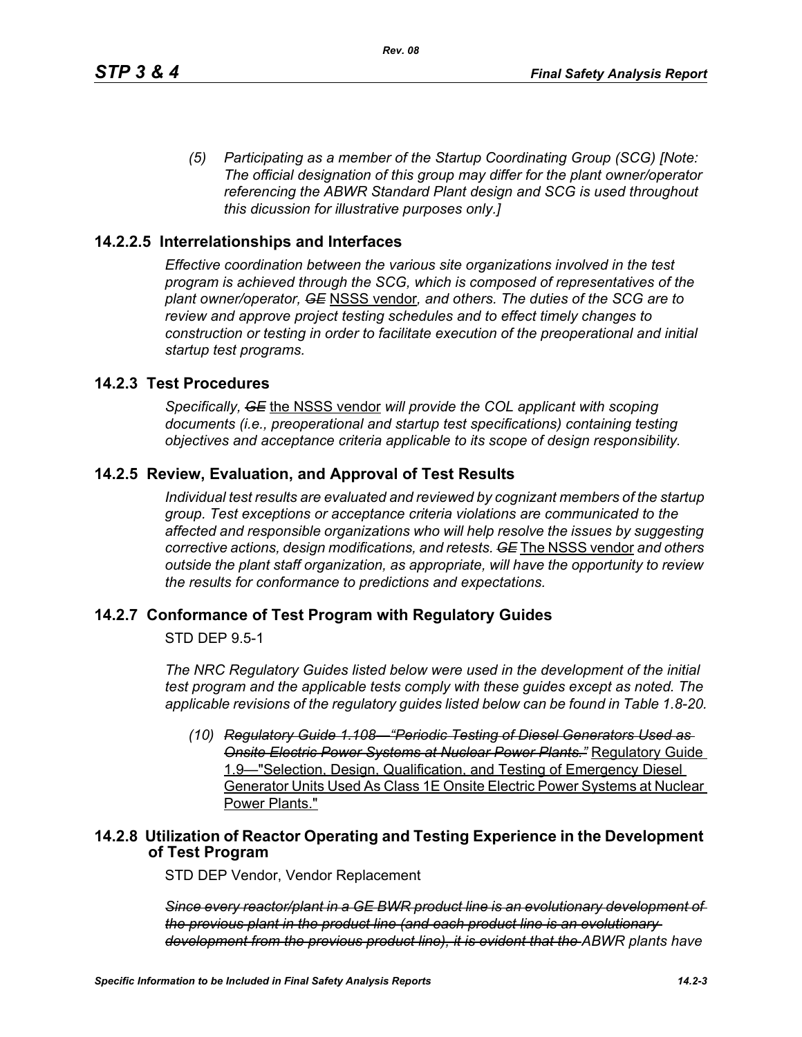*(5) Participating as a member of the Startup Coordinating Group (SCG) [Note: The official designation of this group may differ for the plant owner/operator referencing the ABWR Standard Plant design and SCG is used throughout this dicussion for illustrative purposes only.]*

## 14.2.2.5 Interrelationships and Interfaces

*Effective coordination between the various site organizations involved in the test program is achieved through the SCG, which is composed of representatives of the plant owner/operator, ~~GE~~* NSSS vendor*, and others. The duties of the SCG are to review and approve project testing schedules and to effect timely changes to construction or testing in order to facilitate execution of the preoperational and initial startup test programs.*

## 14.2.3 Test Procedures

*Specifically, ~~GE~~* the NSSS vendor *will provide the COL applicant with scoping documents (i.e., preoperational and startup test specifications) containing testing objectives and acceptance criteria applicable to its scope of design responsibility.*

## 14.2.5 Review, Evaluation, and Approval of Test Results

*Individual test results are evaluated and reviewed by cognizant members of the startup group. Test exceptions or acceptance criteria violations are communicated to the affected and responsible organizations who will help resolve the issues by suggesting corrective actions, design modifications, and retests. ~~GE~~* The NSSS vendor *and others outside the plant staff organization, as appropriate, will have the opportunity to review the results for conformance to predictions and expectations.*

## 14.2.7 Conformance of Test Program with Regulatory Guides

STD DEP 9.5-1

*The NRC Regulatory Guides listed below were used in the development of the initial test program and the applicable tests comply with these guides except as noted. The applicable revisions of the regulatory guides listed below can be found in Table 1.8-20.*

*(10) ~~Regulatory Guide 1.108—"Periodic Testing of Diesel Generators Used as Onsite Electric Power Systems at Nuclear Power Plants."~~* Regulatory Guide 1.9—"Selection, Design, Qualification, and Testing of Emergency Diesel Generator Units Used As Class 1E Onsite Electric Power Systems at Nuclear Power Plants."

## 14.2.8 Utilization of Reactor Operating and Testing Experience in the Development of Test Program

STD DEP Vendor, Vendor Replacement

*~~Since every reactor/plant in a GE BWR product line is an evolutionary development of the previous plant in the product line (and each product line is an evolutionary development from the previous product line), it is evident that the~~ ABWR plants have*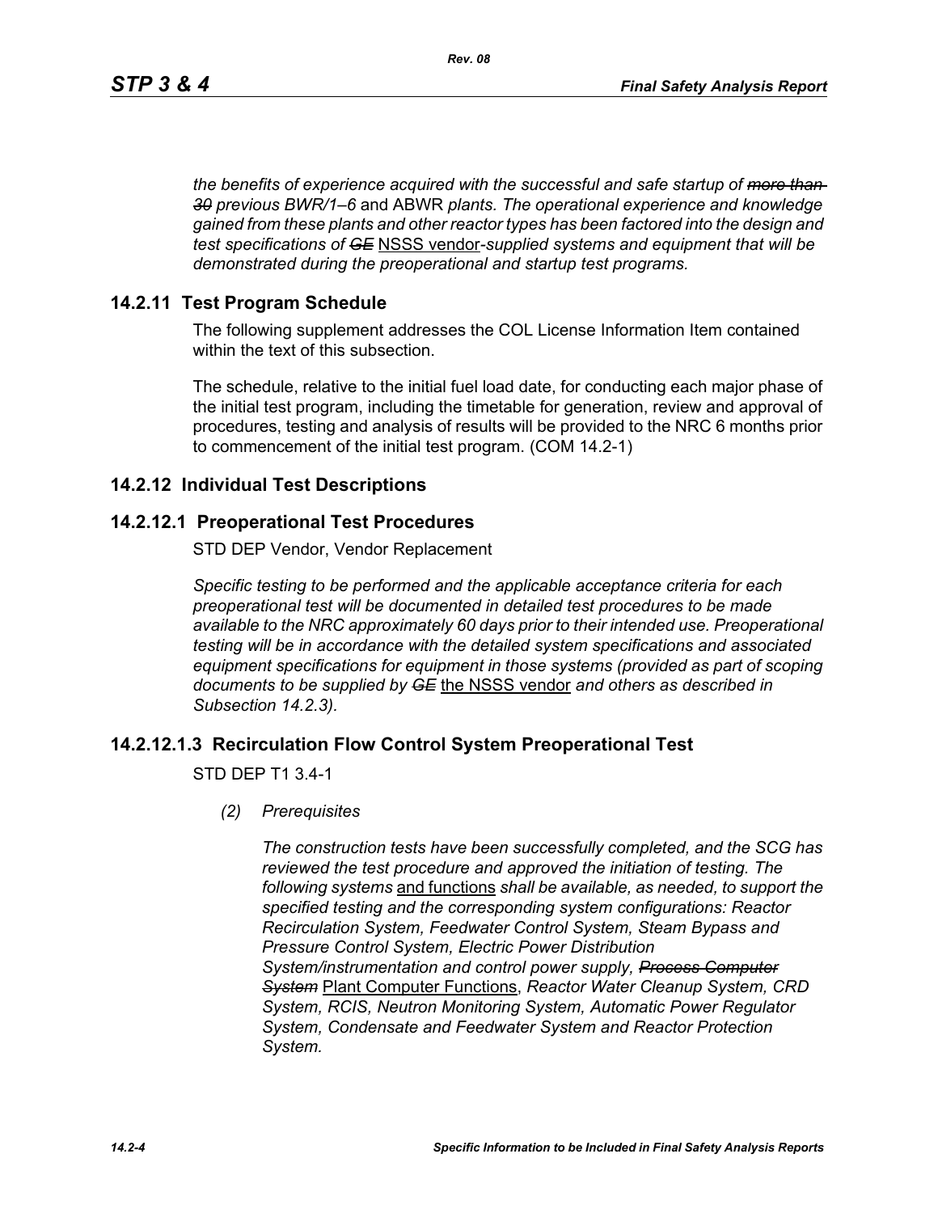*the benefits of experience acquired with the successful and safe startup of ~~more than 30~~ previous BWR/1–6* and ABWR *plants. The operational experience and knowledge gained from these plants and other reactor types has been factored into the design and test specifications of ~~GE~~* NSSS vendor*-supplied systems and equipment that will be demonstrated during the preoperational and startup test programs.*

## 14.2.11 Test Program Schedule

The following supplement addresses the COL License Information Item contained within the text of this subsection.

The schedule, relative to the initial fuel load date, for conducting each major phase of the initial test program, including the timetable for generation, review and approval of procedures, testing and analysis of results will be provided to the NRC 6 months prior to commencement of the initial test program. (COM 14.2-1)

## 14.2.12 Individual Test Descriptions

### 14.2.12.1 Preoperational Test Procedures

STD DEP Vendor, Vendor Replacement

*Specific testing to be performed and the applicable acceptance criteria for each preoperational test will be documented in detailed test procedures to be made available to the NRC approximately 60 days prior to their intended use. Preoperational testing will be in accordance with the detailed system specifications and associated equipment specifications for equipment in those systems (provided as part of scoping documents to be supplied by ~~GE~~* the NSSS vendor *and others as described in Subsection 14.2.3).*

### 14.2.12.1.3 Recirculation Flow Control System Preoperational Test

STD DEP T1 3.4-1

*(2) Prerequisites*

*The construction tests have been successfully completed, and the SCG has reviewed the test procedure and approved the initiation of testing. The following systems* and functions *shall be available, as needed, to support the specified testing and the corresponding system configurations: Reactor Recirculation System, Feedwater Control System, Steam Bypass and Pressure Control System, Electric Power Distribution System/instrumentation and control power supply, ~~Process Computer System~~* Plant Computer Functions, *Reactor Water Cleanup System, CRD System, RCIS, Neutron Monitoring System, Automatic Power Regulator System, Condensate and Feedwater System and Reactor Protection System.*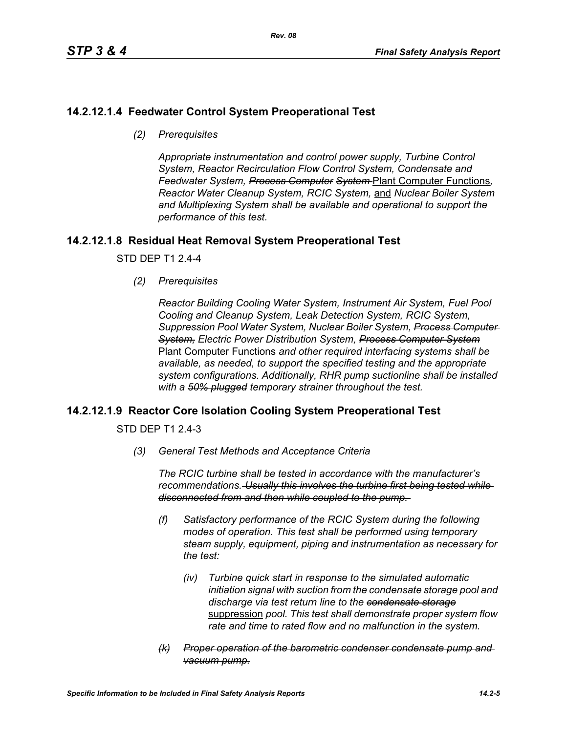## 14.2.12.1.4 Feedwater Control System Preoperational Test

*(2) Prerequisites*

*Appropriate instrumentation and control power supply, Turbine Control System, Reactor Recirculation Flow Control System, Condensate and Feedwater System, ~~Process Computer System~~* Plant Computer Functions*, Reactor Water Cleanup System, RCIC System,* and *Nuclear Boiler System ~~and Multiplexing System~~ shall be available and operational to support the performance of this test.*

## 14.2.12.1.8 Residual Heat Removal System Preoperational Test

STD DEP T1 2.4-4

*(2) Prerequisites*

*Reactor Building Cooling Water System, Instrument Air System, Fuel Pool Cooling and Cleanup System, Leak Detection System, RCIC System, Suppression Pool Water System, Nuclear Boiler System, ~~Process Computer System,~~ Electric Power Distribution System, ~~Process Computer System~~* Plant Computer Functions *and other required interfacing systems shall be available, as needed, to support the specified testing and the appropriate system configurations. Additionally, RHR pump suctionline shall be installed with a ~~50% plugged~~ temporary strainer throughout the test.*

## 14.2.12.1.9 Reactor Core Isolation Cooling System Preoperational Test

STD DEP T1 2.4-3

*(3) General Test Methods and Acceptance Criteria*

*The RCIC turbine shall be tested in accordance with the manufacturer's recommendations. ~~Usually this involves the turbine first being tested while disconnected from and then while coupled to the pump.~~*

*(f) Satisfactory performance of the RCIC System during the following modes of operation. This test shall be performed using temporary steam supply, equipment, piping and instrumentation as necessary for the test:*

*(iv) Turbine quick start in response to the simulated automatic initiation signal with suction from the condensate storage pool and discharge via test return line to the ~~condensate storage~~* suppression *pool. This test shall demonstrate proper system flow rate and time to rated flow and no malfunction in the system.*

*~~(k) Proper operation of the barometric condenser condensate pump and vacuum pump.~~*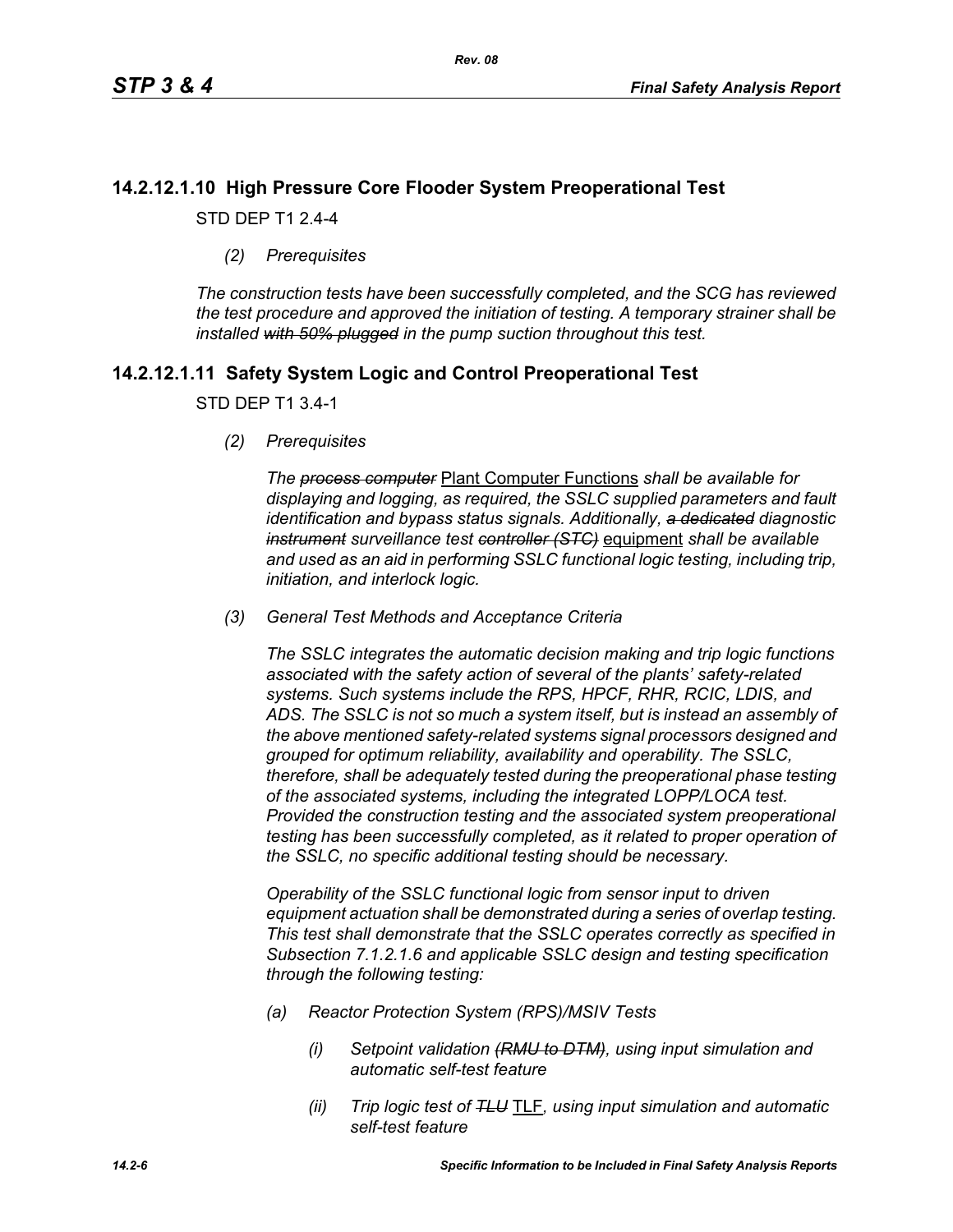## 14.2.12.1.10 High Pressure Core Flooder System Preoperational Test

STD DEP T1 2.4-4

*(2) Prerequisites*

*The construction tests have been successfully completed, and the SCG has reviewed the test procedure and approved the initiation of testing. A temporary strainer shall be installed ~~with 50% plugged~~ in the pump suction throughout this test.*

## 14.2.12.1.11 Safety System Logic and Control Preoperational Test

STD DEP T1 3.4-1

*(2) Prerequisites*

*The ~~process computer~~* <u>Plant Computer Functions</u> *shall be available for displaying and logging, as required, the SSLC supplied parameters and fault identification and bypass status signals. Additionally, ~~a dedicated~~ diagnostic ~~instrument~~ surveillance test ~~controller (STC)~~* <u>equipment</u> *shall be available and used as an aid in performing SSLC functional logic testing, including trip, initiation, and interlock logic.*

*(3) General Test Methods and Acceptance Criteria*

*The SSLC integrates the automatic decision making and trip logic functions associated with the safety action of several of the plants' safety-related systems. Such systems include the RPS, HPCF, RHR, RCIC, LDIS, and ADS. The SSLC is not so much a system itself, but is instead an assembly of the above mentioned safety-related systems signal processors designed and grouped for optimum reliability, availability and operability. The SSLC, therefore, shall be adequately tested during the preoperational phase testing of the associated systems, including the integrated LOPP/LOCA test. Provided the construction testing and the associated system preoperational testing has been successfully completed, as it related to proper operation of the SSLC, no specific additional testing should be necessary.*

*Operability of the SSLC functional logic from sensor input to driven equipment actuation shall be demonstrated during a series of overlap testing. This test shall demonstrate that the SSLC operates correctly as specified in Subsection 7.1.2.1.6 and applicable SSLC design and testing specification through the following testing:*

- *(a) Reactor Protection System (RPS)/MSIV Tests*
  - *(i) Setpoint validation ~~(RMU to DTM)~~, using input simulation and automatic self-test feature*
  - *(ii) Trip logic test of ~~TLU~~* <u>TLF</u>*, using input simulation and automatic self-test feature*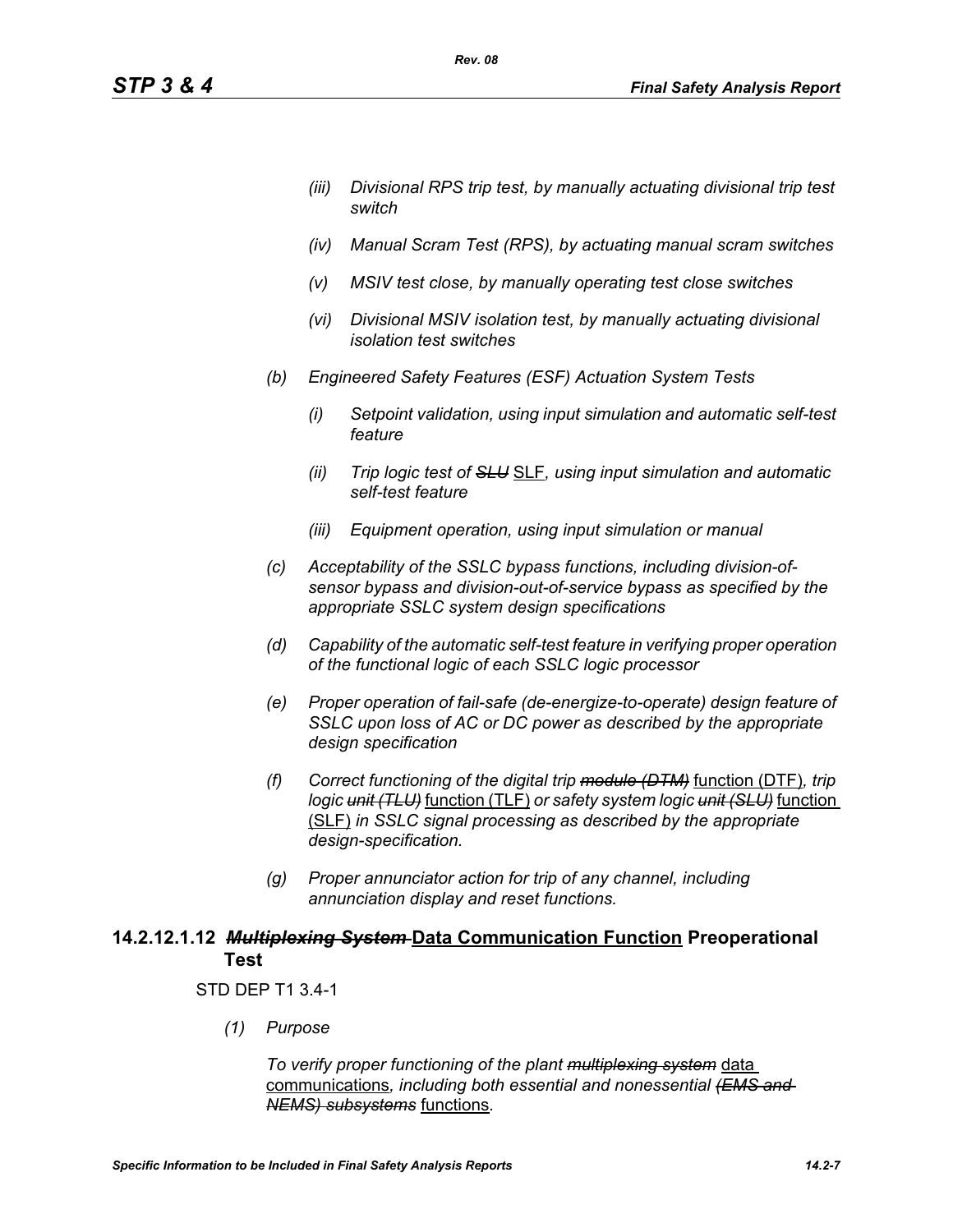*(iii) Divisional RPS trip test, by manually actuating divisional trip test switch*

*(iv) Manual Scram Test (RPS), by actuating manual scram switches*

*(v) MSIV test close, by manually operating test close switches*

*(vi) Divisional MSIV isolation test, by manually actuating divisional isolation test switches*

*(b) Engineered Safety Features (ESF) Actuation System Tests*

*(i) Setpoint validation, using input simulation and automatic self-test feature*

*(ii) Trip logic test of ~~SLU~~* SLF, *using input simulation and automatic self-test feature*

*(iii) Equipment operation, using input simulation or manual*

*(c) Acceptability of the SSLC bypass functions, including division-of-sensor bypass and division-out-of-service bypass as specified by the appropriate SSLC system design specifications*

*(d) Capability of the automatic self-test feature in verifying proper operation of the functional logic of each SSLC logic processor*

*(e) Proper operation of fail-safe (de-energize-to-operate) design feature of SSLC upon loss of AC or DC power as described by the appropriate design specification*

*(f) Correct functioning of the digital trip ~~module (DTM)~~* function (DTF)*, trip logic ~~unit (TLU)~~* function (TLF) *or safety system logic ~~unit (SLU)~~* function (SLF) *in SSLC signal processing as described by the appropriate design-specification.*

*(g) Proper annunciator action for trip of any channel, including annunciation display and reset functions.*

### 14.2.12.1.12 ~~*Multiplexing System*~~ Data Communication Function Preoperational Test

STD DEP T1 3.4-1

*(1) Purpose*

*To verify proper functioning of the plant ~~multiplexing system~~* data communications*, including both essential and nonessential ~~(EMS and NEMS) subsystems~~* functions*.*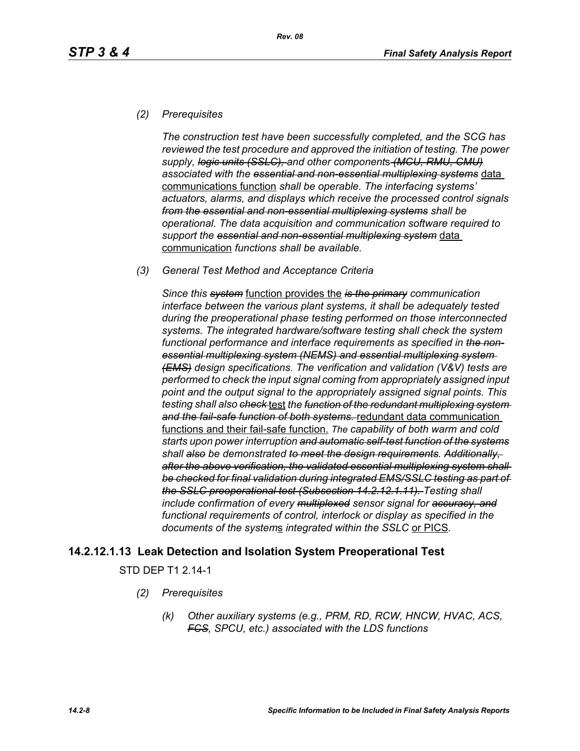*(2) Prerequisites*

*The construction test have been successfully completed, and the SCG has reviewed the test procedure and approved the initiation of testing. The power supply, ~~logic units (SSLC),~~ and other component*s *~~(MCU, RMU, CMU)~~ associated with the ~~essential and non-essential multiplexing systems~~* data communications function *shall be operable. The interfacing systems' actuators, alarms, and displays which receive the processed control signals ~~from the essential and non-essential multiplexing systems~~ shall be operational. The data acquisition and communication software required to support the ~~essential and non-essential multiplexing system~~* data communication *functions shall be available.*

*(3) General Test Method and Acceptance Criteria*

*Since this ~~system~~* function provides the *~~is the primary~~ communication interface between the various plant systems, it shall be adequately tested during the preoperational phase testing performed on those interconnected systems. The integrated hardware/software testing shall check the system functional performance and interface requirements as specified in ~~the non-essential multiplexing system (NEMS) and essential multiplexing system (EMS)~~ design specifications. The verification and validation (V&V) tests are performed to check the input signal coming from appropriately assigned input point and the output signal to the appropriately assigned signal points. This testing shall also ~~check~~* test *the ~~function of the redundant multiplexing system and the fail-safe function of both systems.~~* redundant data communication functions and their fail-safe function. *The capability of both warm and cold starts upon power interruption ~~and automatic self-test function of the systems~~ shall ~~also~~ be demonstrated ~~to meet the design requirements. Additionally, after the above verification, the validated essential multiplexing system shall be checked for final validation during integrated EMS/SSLC testing as part of the SSLC preoperational test (Subsection 14.2.12.1.11).~~ Testing shall include confirmation of every ~~multiplexed~~ sensor signal for ~~accuracy, and~~ functional requirements of control, interlock or display as specified in the documents of the system*s *integrated within the SSLC* or PICS.

### 14.2.12.1.13 Leak Detection and Isolation System Preoperational Test

STD DEP T1 2.14-1

*(2) Prerequisites*

*(k) Other auxiliary systems (e.g., PRM, RD, RCW, HNCW, HVAC, ACS, ~~FCS~~, SPCU, etc.) associated with the LDS functions*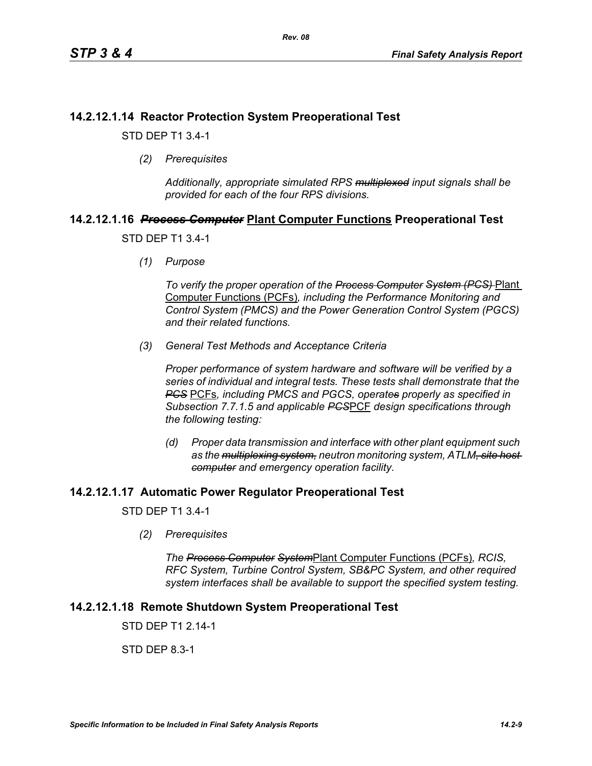### 14.2.12.1.14 Reactor Protection System Preoperational Test

STD DEP T1 3.4-1

*(2) Prerequisites*

*Additionally, appropriate simulated RPS ~~multiplexed~~ input signals shall be provided for each of the four RPS divisions.*

### 14.2.12.1.16 ~~*Process Computer*~~ Plant Computer Functions Preoperational Test

STD DEP T1 3.4-1

*(1) Purpose*

*To verify the proper operation of the ~~Process Computer~~ ~~System (PCS)~~* Plant Computer Functions (PCFs)*, including the Performance Monitoring and Control System (PMCS) and the Power Generation Control System (PGCS) and their related functions.*

*(3) General Test Methods and Acceptance Criteria*

*Proper performance of system hardware and software will be verified by a series of individual and integral tests. These tests shall demonstrate that the ~~PCS~~* PCFs*, including PMCS and PGCS, operate~~s~~ properly as specified in Subsection 7.7.1.5 and applicable ~~PCS~~*PCF *design specifications through the following testing:*

*(d) Proper data transmission and interface with other plant equipment such as the ~~multiplexing system,~~ neutron monitoring system, ATLM~~, site host computer~~ and emergency operation facility.*

### 14.2.12.1.17 Automatic Power Regulator Preoperational Test

STD DEP T1 3.4-1

*(2) Prerequisites*

*The ~~Process Computer~~ ~~System~~*Plant Computer Functions (PCFs)*, RCIS, RFC System, Turbine Control System, SB&PC System, and other required system interfaces shall be available to support the specified system testing.*

### 14.2.12.1.18 Remote Shutdown System Preoperational Test

STD DEP T1 2.14-1

STD DEP 8.3-1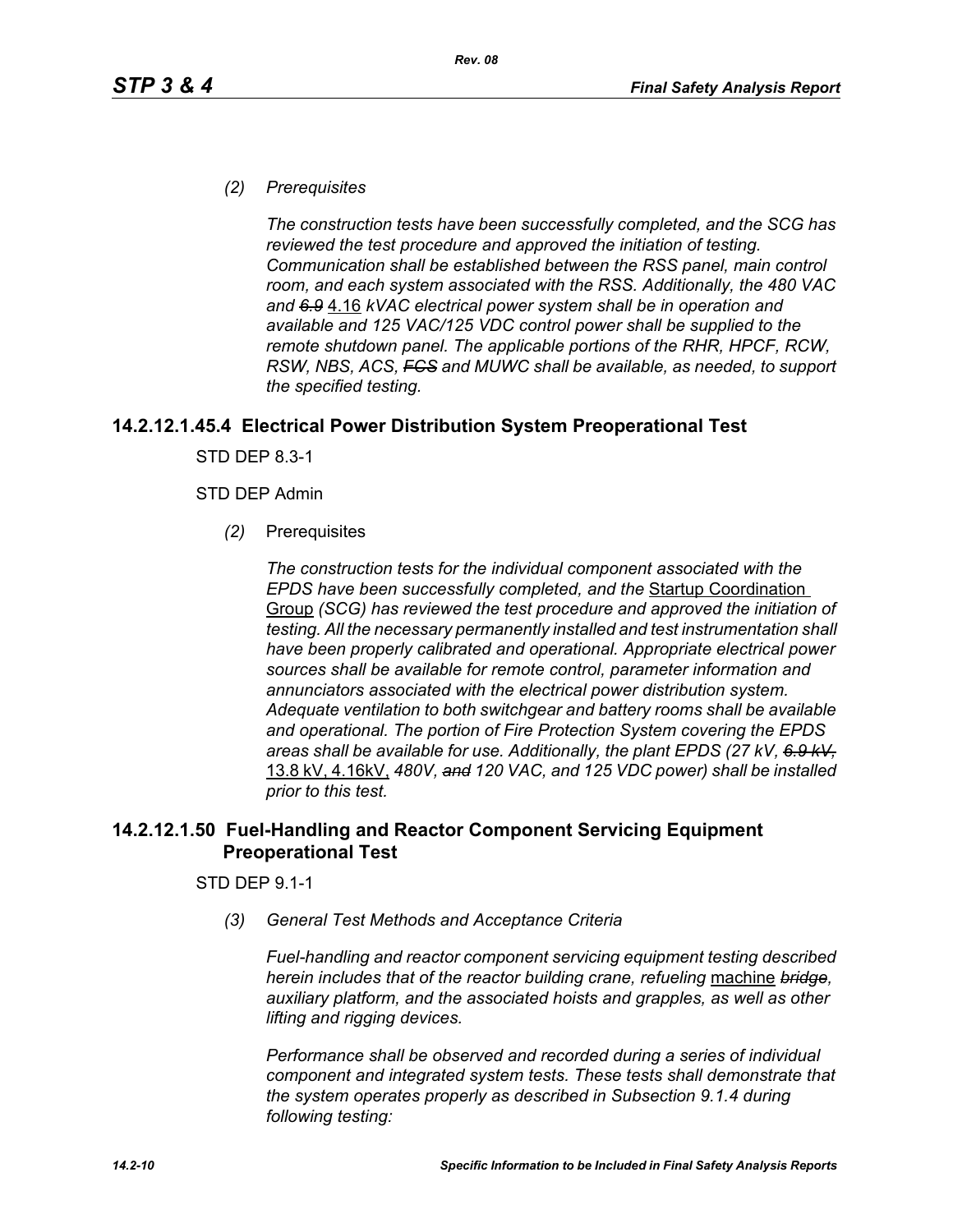*(2) Prerequisites*

*The construction tests have been successfully completed, and the SCG has reviewed the test procedure and approved the initiation of testing. Communication shall be established between the RSS panel, main control room, and each system associated with the RSS. Additionally, the 480 VAC and ~~6.9~~* 4.16 *kVAC electrical power system shall be in operation and available and 125 VAC/125 VDC control power shall be supplied to the remote shutdown panel. The applicable portions of the RHR, HPCF, RCW, RSW, NBS, ACS, ~~FCS~~ and MUWC shall be available, as needed, to support the specified testing.*

## 14.2.12.1.45.4 Electrical Power Distribution System Preoperational Test

STD DEP 8.3-1

STD DEP Admin

*(2)* Prerequisites

*The construction tests for the individual component associated with the EPDS have been successfully completed, and the* Startup Coordination Group *(SCG) has reviewed the test procedure and approved the initiation of testing. All the necessary permanently installed and test instrumentation shall have been properly calibrated and operational. Appropriate electrical power sources shall be available for remote control, parameter information and annunciators associated with the electrical power distribution system. Adequate ventilation to both switchgear and battery rooms shall be available and operational. The portion of Fire Protection System covering the EPDS areas shall be available for use. Additionally, the plant EPDS (27 kV, ~~6.9 kV,~~* 13.8 kV, 4.16kV, *480V, ~~and~~ 120 VAC, and 125 VDC power) shall be installed prior to this test.*

## 14.2.12.1.50 Fuel-Handling and Reactor Component Servicing Equipment Preoperational Test

STD DEP 9.1-1

*(3) General Test Methods and Acceptance Criteria*

*Fuel-handling and reactor component servicing equipment testing described herein includes that of the reactor building crane, refueling* machine *~~bridge~~, auxiliary platform, and the associated hoists and grapples, as well as other lifting and rigging devices.*

*Performance shall be observed and recorded during a series of individual component and integrated system tests. These tests shall demonstrate that the system operates properly as described in Subsection 9.1.4 during following testing:*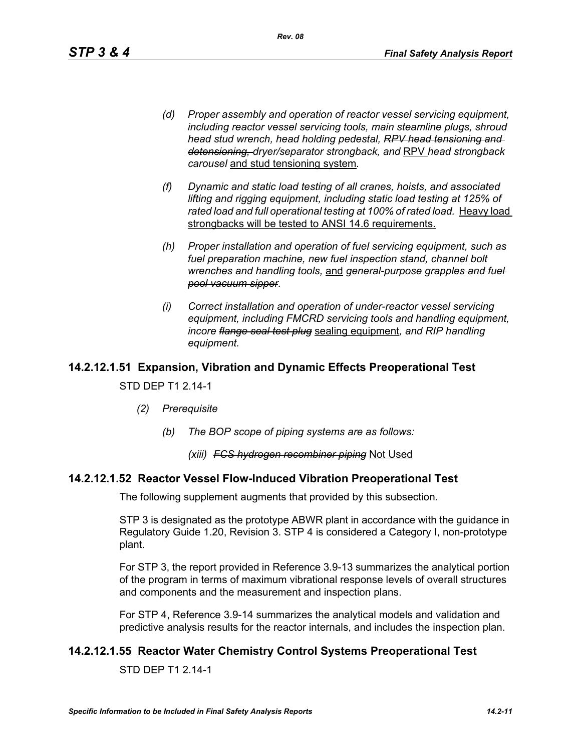*(d) Proper assembly and operation of reactor vessel servicing equipment, including reactor vessel servicing tools, main steamline plugs, shroud head stud wrench, head holding pedestal, ~~RPV head tensioning and detensioning,~~ dryer/separator strongback, and* RPV *head strongback carousel* and stud tensioning system*.*

*(f) Dynamic and static load testing of all cranes, hoists, and associated lifting and rigging equipment, including static load testing at 125% of rated load and full operational testing at 100% of rated load.* Heavy load strongbacks will be tested to ANSI 14.6 requirements.

*(h) Proper installation and operation of fuel servicing equipment, such as fuel preparation machine, new fuel inspection stand, channel bolt wrenches and handling tools,* and *general-purpose grapples ~~and fuel pool vacuum sipper~~.*

*(i) Correct installation and operation of under-reactor vessel servicing equipment, including FMCRD servicing tools and handling equipment, incore ~~flange seal test plug~~* sealing equipment*, and RIP handling equipment.*

## 14.2.12.1.51 Expansion, Vibration and Dynamic Effects Preoperational Test

STD DEP T1 2.14-1

*(2) Prerequisite*

*(b) The BOP scope of piping systems are as follows:*

*(xiii) ~~FCS hydrogen recombiner piping~~* Not Used

## 14.2.12.1.52 Reactor Vessel Flow-Induced Vibration Preoperational Test

The following supplement augments that provided by this subsection.

STP 3 is designated as the prototype ABWR plant in accordance with the guidance in Regulatory Guide 1.20, Revision 3. STP 4 is considered a Category I, non-prototype plant.

For STP 3, the report provided in Reference 3.9-13 summarizes the analytical portion of the program in terms of maximum vibrational response levels of overall structures and components and the measurement and inspection plans.

For STP 4, Reference 3.9-14 summarizes the analytical models and validation and predictive analysis results for the reactor internals, and includes the inspection plan.

## 14.2.12.1.55 Reactor Water Chemistry Control Systems Preoperational Test

STD DEP T1 2.14-1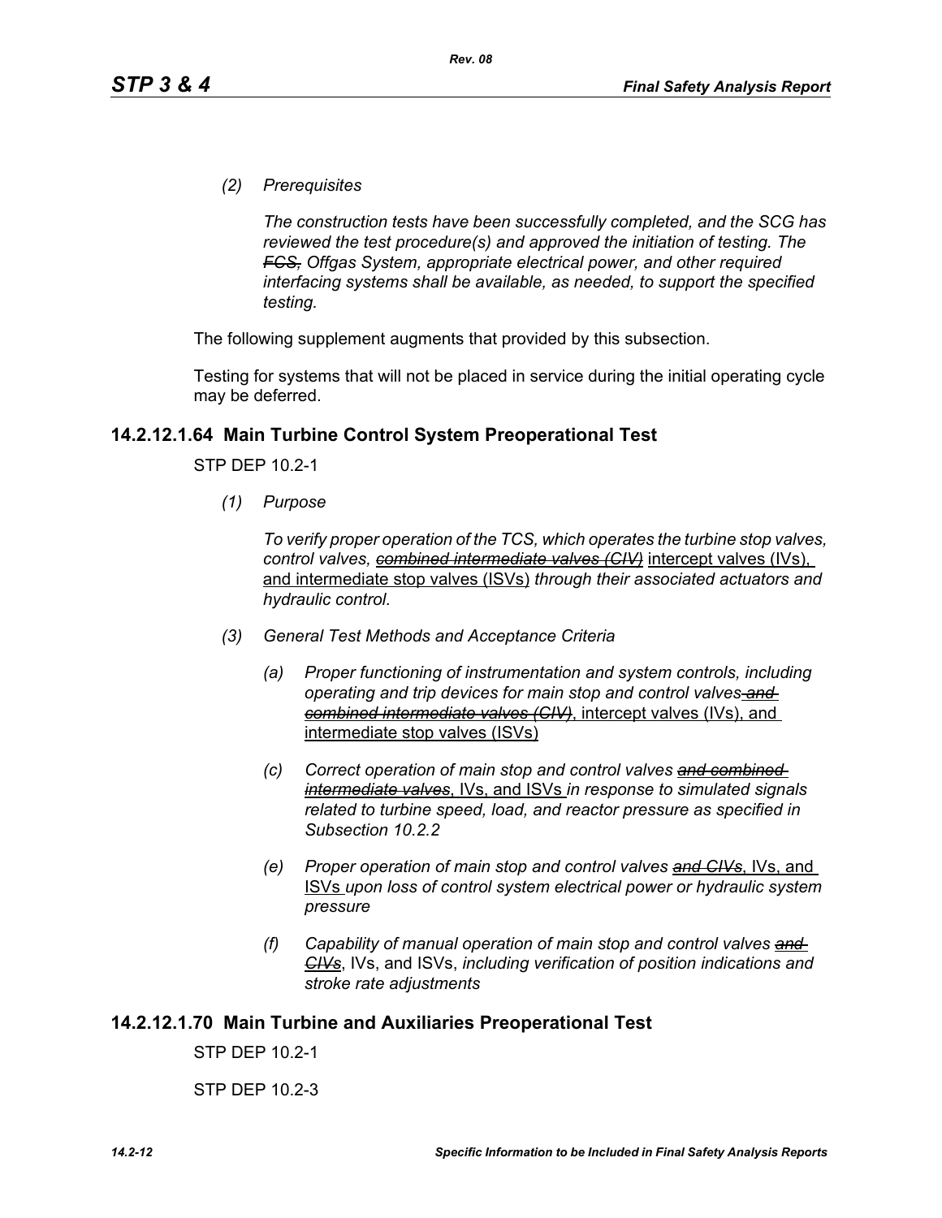*(2) Prerequisites*

*The construction tests have been successfully completed, and the SCG has reviewed the test procedure(s) and approved the initiation of testing. The ~~FCS,~~ Offgas System, appropriate electrical power, and other required interfacing systems shall be available, as needed, to support the specified testing.*

The following supplement augments that provided by this subsection.

Testing for systems that will not be placed in service during the initial operating cycle may be deferred.

## 14.2.12.1.64 Main Turbine Control System Preoperational Test

STP DEP 10.2-1

*(1) Purpose*

*To verify proper operation of the TCS, which operates the turbine stop valves, control valves, ~~combined intermediate valves (CIV)~~* intercept valves (IVs), and intermediate stop valves (ISVs) *through their associated actuators and hydraulic control.*

*(3) General Test Methods and Acceptance Criteria*

*(a) Proper functioning of instrumentation and system controls, including operating and trip devices for main stop and control valves ~~and combined intermediate valves (CIV)~~*, intercept valves (IVs), and intermediate stop valves (ISVs)

*(c) Correct operation of main stop and control valves ~~and combined intermediate valves~~*, IVs, and ISVs *in response to simulated signals related to turbine speed, load, and reactor pressure as specified in Subsection 10.2.2*

*(e) Proper operation of main stop and control valves ~~and CIVs~~*, IVs, and ISVs *upon loss of control system electrical power or hydraulic system pressure*

*(f) Capability of manual operation of main stop and control valves ~~and CIVs~~*, IVs, and ISVs, *including verification of position indications and stroke rate adjustments*

## 14.2.12.1.70 Main Turbine and Auxiliaries Preoperational Test

STP DEP 10.2-1

STP DEP 10.2-3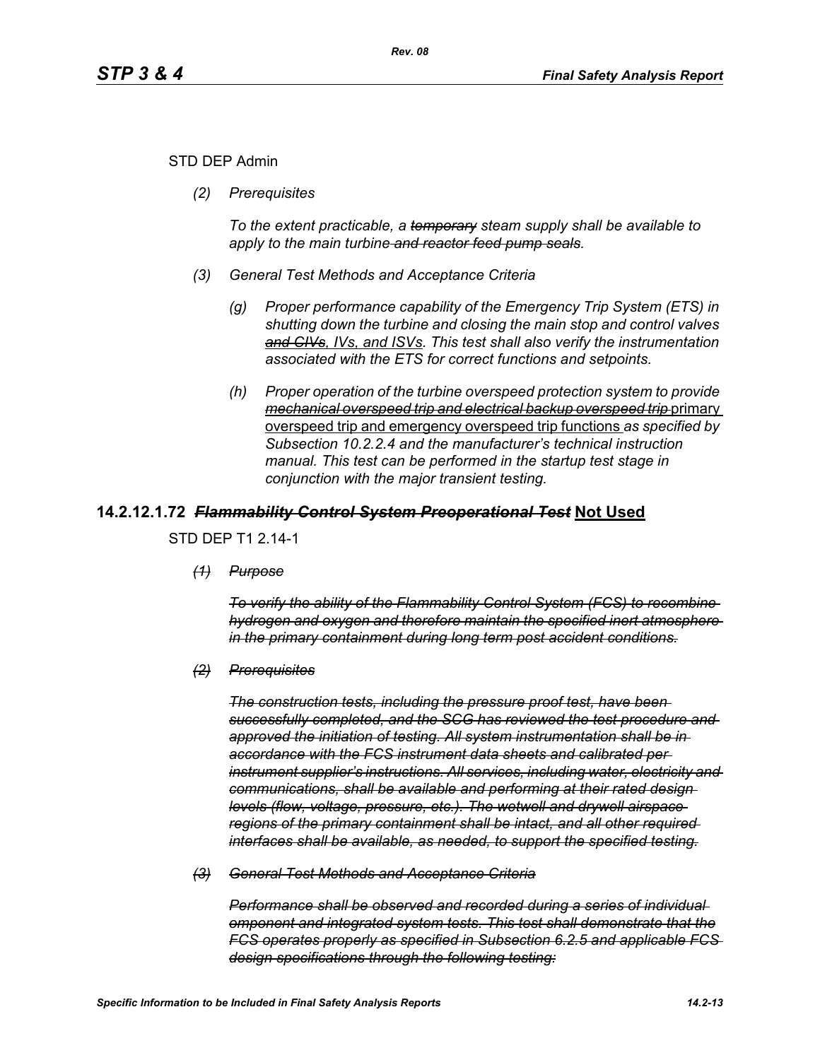STD DEP Admin

*(2) Prerequisites*

*To the extent practicable, a ~~temporary~~ steam supply shall be available to apply to the main turbine ~~and reactor feed pump seals~~.*

*(3) General Test Methods and Acceptance Criteria*

*(g) Proper performance capability of the Emergency Trip System (ETS) in shutting down the turbine and closing the main stop and control valves ~~and CIVs~~, IVs, and ISVs. This test shall also verify the instrumentation associated with the ETS for correct functions and setpoints.*

*(h) Proper operation of the turbine overspeed protection system to provide ~~mechanical overspeed trip and electrical backup overspeed trip~~* <u>primary overspeed trip and emergency overspeed trip functions</u> *as specified by Subsection 10.2.2.4 and the manufacturer's technical instruction manual. This test can be performed in the startup test stage in conjunction with the major transient testing.*

## 14.2.12.1.72 ~~*Flammability Control System Preoperational Test*~~ <u>Not Used</u>

STD DEP T1 2.14-1

~~*(1) Purpose*~~

~~*To verify the ability of the Flammability Control System (FCS) to recombine hydrogen and oxygen and therefore maintain the specified inert atmosphere in the primary containment during long term post accident conditions.*~~

~~*(2) Prerequisites*~~

~~*The construction tests, including the pressure proof test, have been successfully completed, and the SCG has reviewed the test procedure and approved the initiation of testing. All system instrumentation shall be in accordance with the FCS instrument data sheets and calibrated per instrument supplier's instructions. All services, including water, electricity and communications, shall be available and performing at their rated design levels (flow, voltage, pressure, etc.). The wetwell and drywell airspace regions of the primary containment shall be intact, and all other required interfaces shall be available, as needed, to support the specified testing.*~~

~~*(3) General Test Methods and Acceptance Criteria*~~

~~*Performance shall be observed and recorded during a series of individual omponent and integrated system tests. This test shall demonstrate that the FCS operates properly as specified in Subsection 6.2.5 and applicable FCS design specifications through the following testing:*~~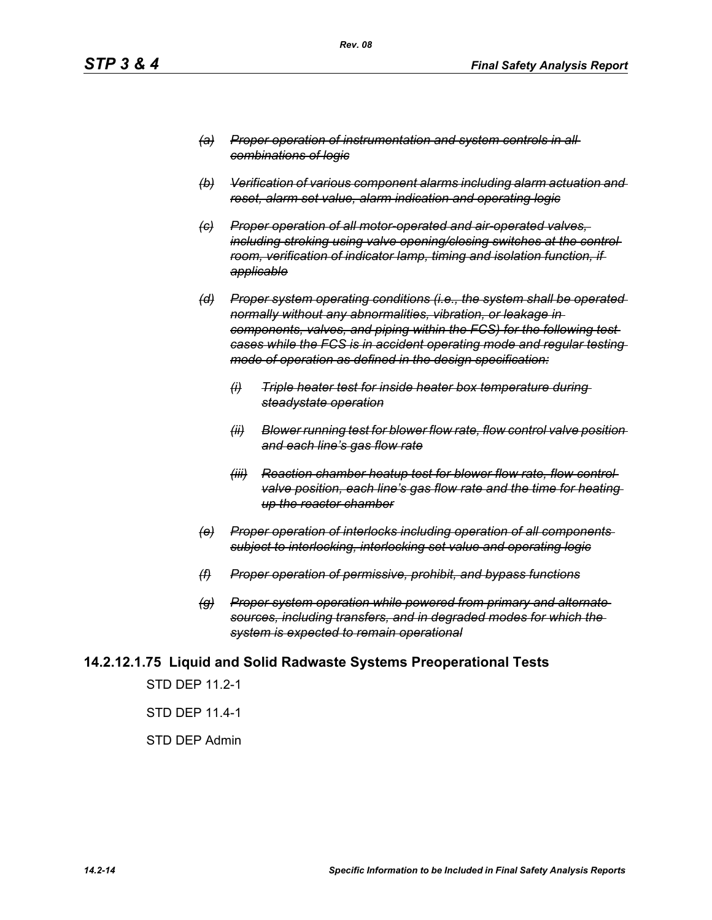- *~~(a) Proper operation of instrumentation and system controls in all combinations of logic~~*
- *~~(b) Verification of various component alarms including alarm actuation and reset, alarm set value, alarm indication and operating logic~~*
- *~~(c) Proper operation of all motor-operated and air-operated valves, including stroking using valve opening/closing switches at the control room, verification of indicator lamp, timing and isolation function, if applicable~~*
- *~~(d) Proper system operating conditions (i.e., the system shall be operated normally without any abnormalities, vibration, or leakage in components, valves, and piping within the FCS) for the following test cases while the FCS is in accident operating mode and regular testing mode of operation as defined in the design specification:~~*
  - *~~(i) Triple heater test for inside heater box temperature during steadystate operation~~*
  - *~~(ii) Blower running test for blower flow rate, flow control valve position and each line's gas flow rate~~*
  - *~~(iii) Reaction chamber heatup test for blower flow rate, flow control valve position, each line's gas flow rate and the time for heating up the reactor chamber~~*
- *~~(e) Proper operation of interlocks including operation of all components subject to interlocking, interlocking set value and operating logic~~*
- *~~(f) Proper operation of permissive, prohibit, and bypass functions~~*
- *~~(g) Proper system operation while powered from primary and alternate sources, including transfers, and in degraded modes for which the system is expected to remain operational~~*

## 14.2.12.1.75 Liquid and Solid Radwaste Systems Preoperational Tests

STD DEP 11.2-1

STD DEP 11.4-1

STD DEP Admin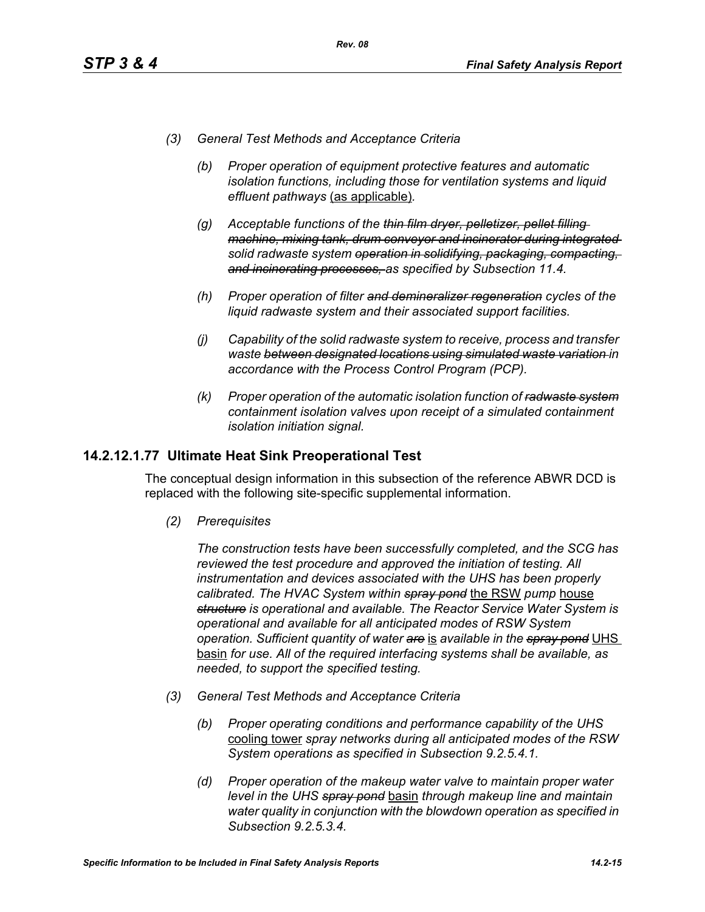*(3) General Test Methods and Acceptance Criteria*

*(b) Proper operation of equipment protective features and automatic isolation functions, including those for ventilation systems and liquid effluent pathways* <u>(as applicable)</u>*.*

*(g) Acceptable functions of the ~~thin film dryer, pelletizer, pellet filling machine, mixing tank, drum conveyor and incinerator during integrated~~ solid radwaste system ~~operation in solidifying, packaging, compacting, and incinerating processes,~~ as specified by Subsection 11.4.*

*(h) Proper operation of filter ~~and demineralizer regeneration~~ cycles of the liquid radwaste system and their associated support facilities.*

*(j) Capability of the solid radwaste system to receive, process and transfer waste ~~between designated locations using simulated waste variation~~ in accordance with the Process Control Program (PCP).*

*(k) Proper operation of the automatic isolation function of ~~radwaste system~~ containment isolation valves upon receipt of a simulated containment isolation initiation signal.*

## 14.2.12.1.77 Ultimate Heat Sink Preoperational Test

The conceptual design information in this subsection of the reference ABWR DCD is replaced with the following site-specific supplemental information.

*(2) Prerequisites*

*The construction tests have been successfully completed, and the SCG has reviewed the test procedure and approved the initiation of testing. All instrumentation and devices associated with the UHS has been properly calibrated. The HVAC System within ~~spray pond~~* <u>the RSW</u> *pump* <u>house</u> *~~structure~~ is operational and available. The Reactor Service Water System is operational and available for all anticipated modes of RSW System operation. Sufficient quantity of water ~~are~~* <u>is</u> *available in the ~~spray pond~~* <u>UHS basin</u> *for use. All of the required interfacing systems shall be available, as needed, to support the specified testing.*

*(3) General Test Methods and Acceptance Criteria*

*(b) Proper operating conditions and performance capability of the UHS* <u>cooling tower</u> *spray networks during all anticipated modes of the RSW System operations as specified in Subsection 9.2.5.4.1.*

*(d) Proper operation of the makeup water valve to maintain proper water level in the UHS ~~spray pond~~* <u>basin</u> *through makeup line and maintain water quality in conjunction with the blowdown operation as specified in Subsection 9.2.5.3.4.*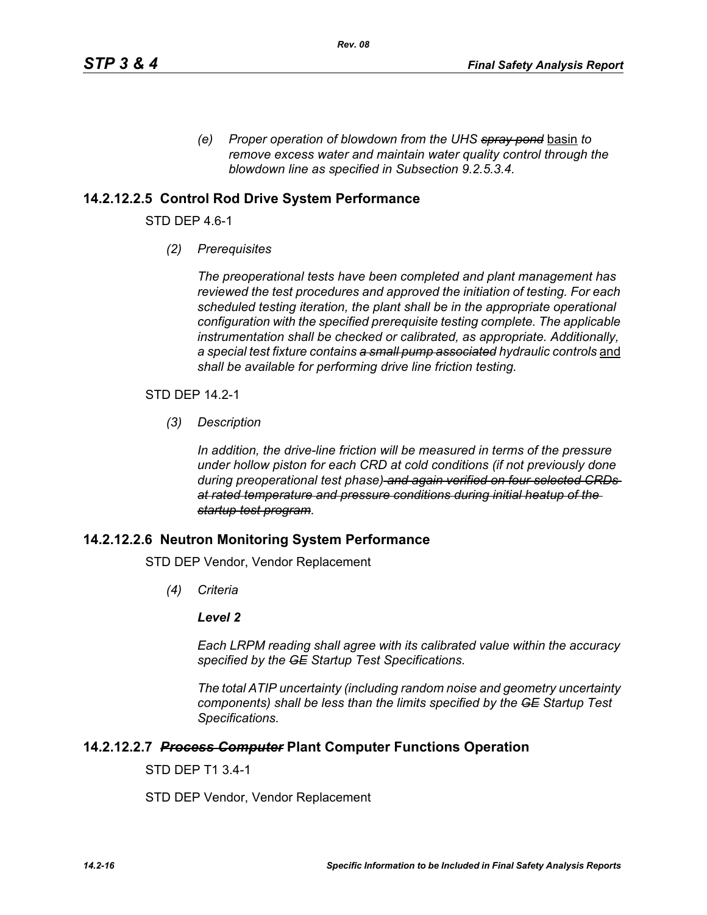*(e) Proper operation of blowdown from the UHS ~~spray pond~~ basin to remove excess water and maintain water quality control through the blowdown line as specified in Subsection 9.2.5.3.4.*

### 14.2.12.2.5 Control Rod Drive System Performance

STD DEP 4.6-1

*(2) Prerequisites*

*The preoperational tests have been completed and plant management has reviewed the test procedures and approved the initiation of testing. For each scheduled testing iteration, the plant shall be in the appropriate operational configuration with the specified prerequisite testing complete. The applicable instrumentation shall be checked or calibrated, as appropriate. Additionally, a special test fixture contains ~~a small pump associated~~ hydraulic controls* and *shall be available for performing drive line friction testing.*

STD DEP 14.2-1

*(3) Description*

*In addition, the drive-line friction will be measured in terms of the pressure under hollow piston for each CRD at cold conditions (if not previously done during preoperational test phase) ~~and again verified on four selected CRDs at rated temperature and pressure conditions during initial heatup of the startup test program~~.*

### 14.2.12.2.6 Neutron Monitoring System Performance

STD DEP Vendor, Vendor Replacement

*(4) Criteria*

***Level 2***

*Each LRPM reading shall agree with its calibrated value within the accuracy specified by the ~~GE~~ Startup Test Specifications.*

*The total ATIP uncertainty (including random noise and geometry uncertainty components) shall be less than the limits specified by the ~~GE~~ Startup Test Specifications.*

### 14.2.12.2.7 ~~*Process Computer*~~ Plant Computer Functions Operation

STD DEP T1 3.4-1

STD DEP Vendor, Vendor Replacement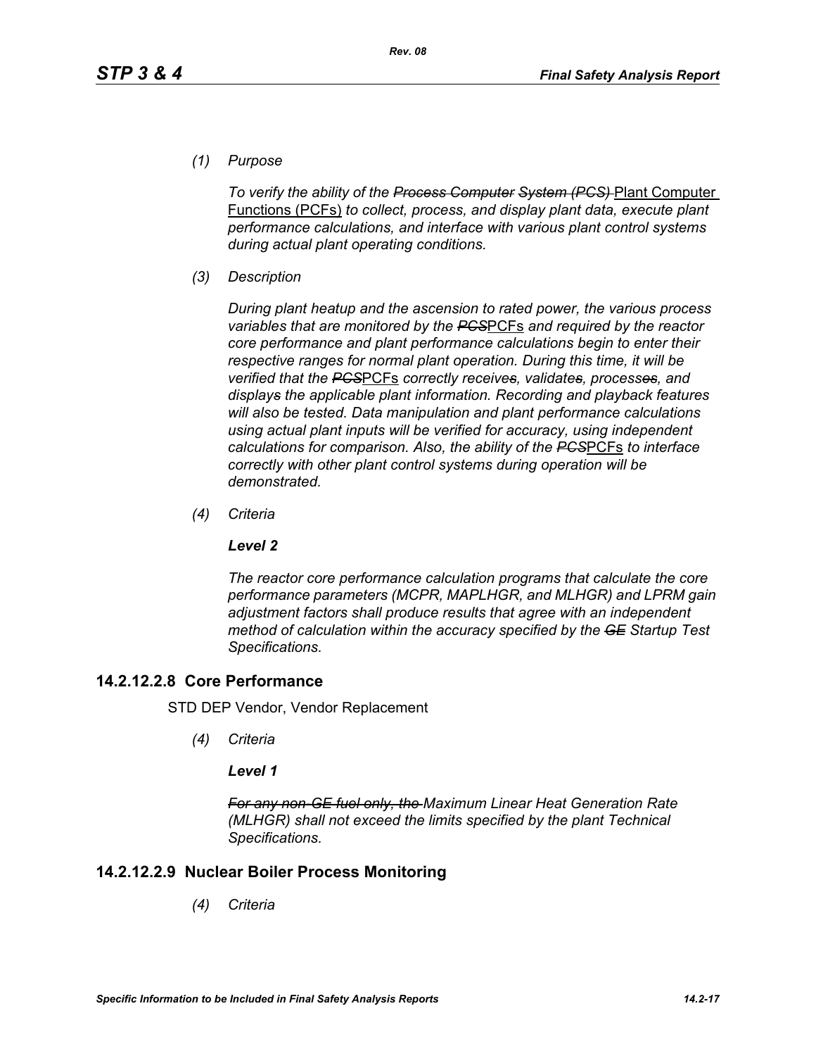*(1) Purpose*

*To verify the ability of the ~~Process Computer System (PCS)~~* Plant Computer Functions (PCFs) *to collect, process, and display plant data, execute plant performance calculations, and interface with various plant control systems during actual plant operating conditions.*

*(3) Description*

*During plant heatup and the ascension to rated power, the various process variables that are monitored by the ~~PCS~~*PCFs *and required by the reactor core performance and plant performance calculations begin to enter their respective ranges for normal plant operation. During this time, it will be verified that the ~~PCS~~*PCFs *correctly receive~~s~~, validate~~s~~, process~~es~~, and display~~s~~ the applicable plant information. Recording and playback features will also be tested. Data manipulation and plant performance calculations using actual plant inputs will be verified for accuracy, using independent calculations for comparison. Also, the ability of the ~~PCS~~*PCFs *to interface correctly with other plant control systems during operation will be demonstrated.*

*(4) Criteria*

***Level 2***

*The reactor core performance calculation programs that calculate the core performance parameters (MCPR, MAPLHGR, and MLHGR) and LPRM gain adjustment factors shall produce results that agree with an independent method of calculation within the accuracy specified by the ~~GE~~ Startup Test Specifications.*

## 14.2.12.2.8 Core Performance

STD DEP Vendor, Vendor Replacement

*(4) Criteria*

***Level 1***

*~~For any non-GE fuel only, the~~ Maximum Linear Heat Generation Rate (MLHGR) shall not exceed the limits specified by the plant Technical Specifications.*

## 14.2.12.2.9 Nuclear Boiler Process Monitoring

*(4) Criteria*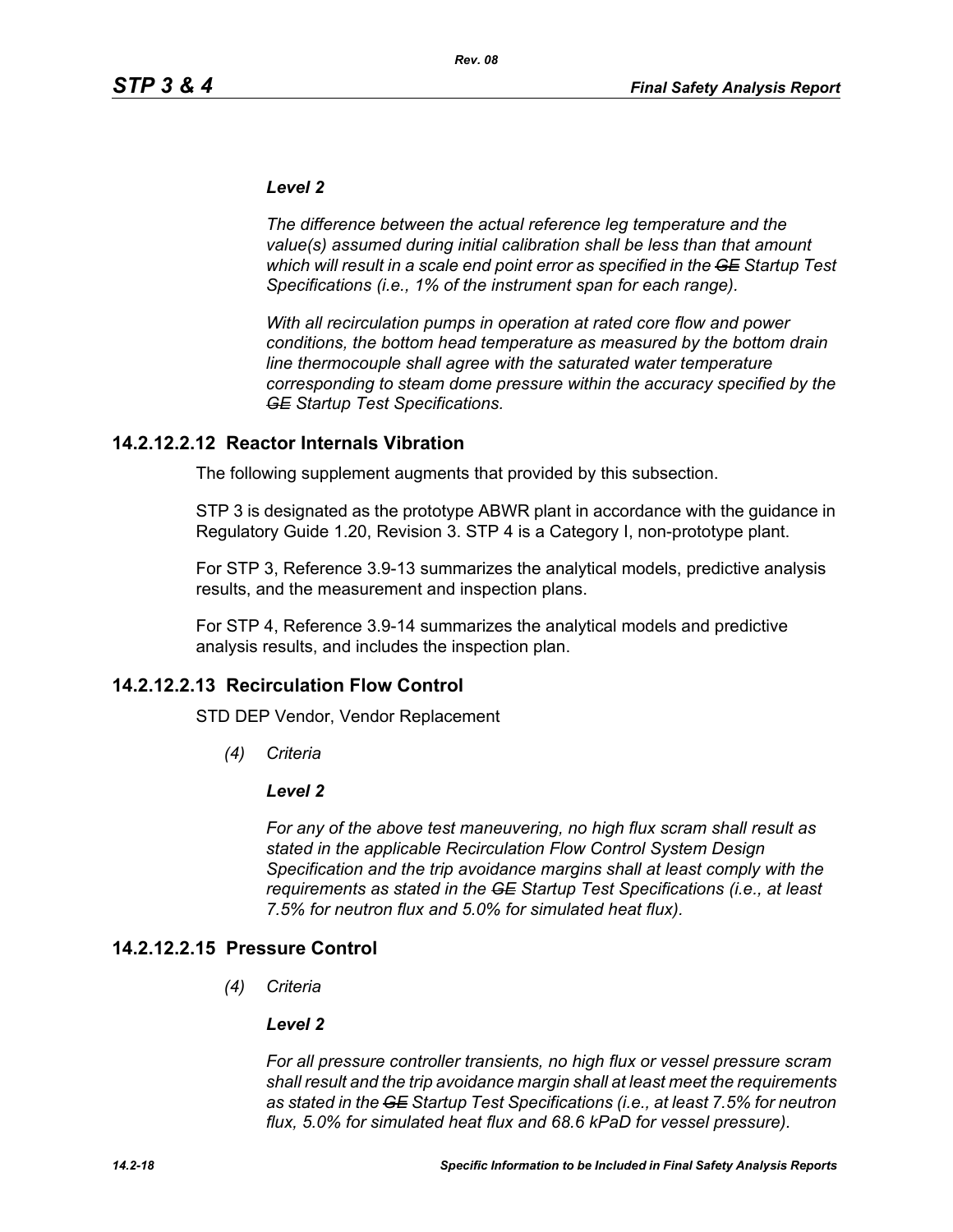***Level 2***

*The difference between the actual reference leg temperature and the value(s) assumed during initial calibration shall be less than that amount which will result in a scale end point error as specified in the ~~GE~~ Startup Test Specifications (i.e., 1% of the instrument span for each range).*

*With all recirculation pumps in operation at rated core flow and power conditions, the bottom head temperature as measured by the bottom drain line thermocouple shall agree with the saturated water temperature corresponding to steam dome pressure within the accuracy specified by the ~~GE~~ Startup Test Specifications.*

## 14.2.12.2.12 Reactor Internals Vibration

The following supplement augments that provided by this subsection.

STP 3 is designated as the prototype ABWR plant in accordance with the guidance in Regulatory Guide 1.20, Revision 3. STP 4 is a Category I, non-prototype plant.

For STP 3, Reference 3.9-13 summarizes the analytical models, predictive analysis results, and the measurement and inspection plans.

For STP 4, Reference 3.9-14 summarizes the analytical models and predictive analysis results, and includes the inspection plan.

## 14.2.12.2.13 Recirculation Flow Control

STD DEP Vendor, Vendor Replacement

*(4) Criteria*

***Level 2***

*For any of the above test maneuvering, no high flux scram shall result as stated in the applicable Recirculation Flow Control System Design Specification and the trip avoidance margins shall at least comply with the requirements as stated in the ~~GE~~ Startup Test Specifications (i.e., at least 7.5% for neutron flux and 5.0% for simulated heat flux).*

## 14.2.12.2.15 Pressure Control

*(4) Criteria*

***Level 2***

*For all pressure controller transients, no high flux or vessel pressure scram shall result and the trip avoidance margin shall at least meet the requirements as stated in the ~~GE~~ Startup Test Specifications (i.e., at least 7.5% for neutron flux, 5.0% for simulated heat flux and 68.6 kPaD for vessel pressure).*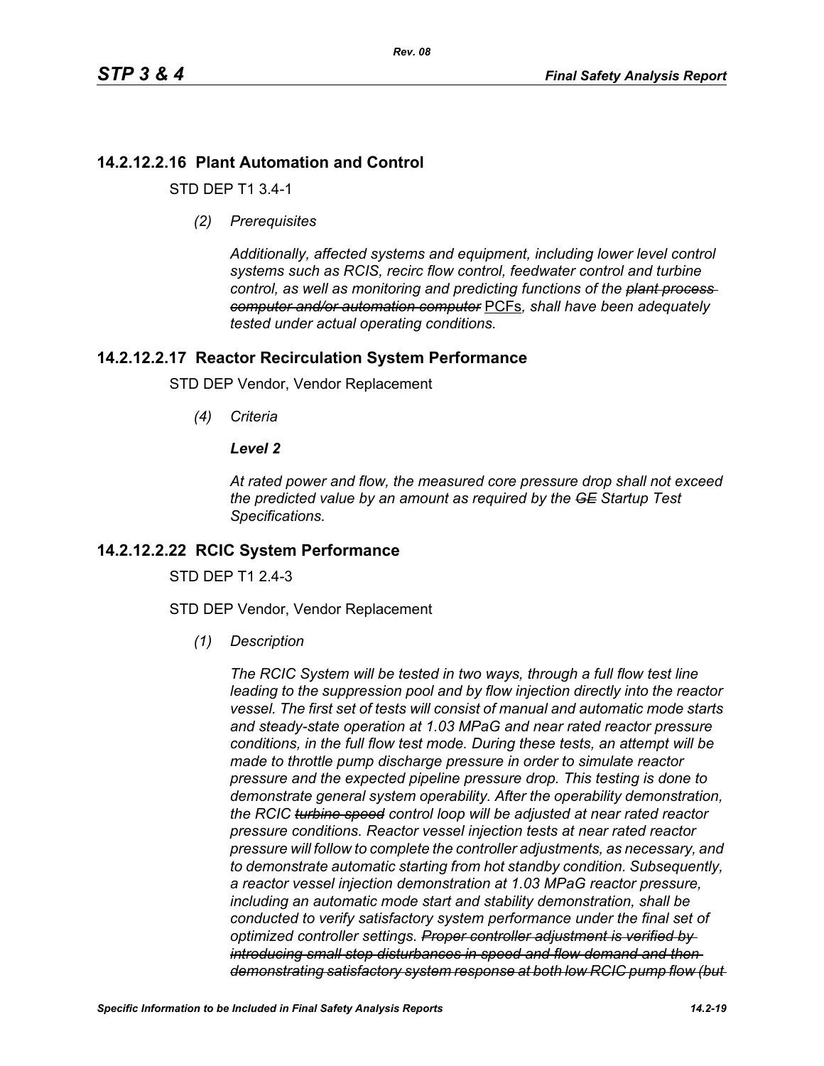## 14.2.12.2.16 Plant Automation and Control

STD DEP T1 3.4-1

*(2) Prerequisites*

*Additionally, affected systems and equipment, including lower level control systems such as RCIS, recirc flow control, feedwater control and turbine control, as well as monitoring and predicting functions of the ~~plant process computer and/or automation computer~~* PCFs*, shall have been adequately tested under actual operating conditions.*

## 14.2.12.2.17 Reactor Recirculation System Performance

STD DEP Vendor, Vendor Replacement

*(4) Criteria*

***Level 2***

*At rated power and flow, the measured core pressure drop shall not exceed the predicted value by an amount as required by the ~~GE~~ Startup Test Specifications.*

## 14.2.12.2.22 RCIC System Performance

STD DEP T1 2.4-3

STD DEP Vendor, Vendor Replacement

*(1) Description*

*The RCIC System will be tested in two ways, through a full flow test line leading to the suppression pool and by flow injection directly into the reactor vessel. The first set of tests will consist of manual and automatic mode starts and steady-state operation at 1.03 MPaG and near rated reactor pressure conditions, in the full flow test mode. During these tests, an attempt will be made to throttle pump discharge pressure in order to simulate reactor pressure and the expected pipeline pressure drop. This testing is done to demonstrate general system operability. After the operability demonstration, the RCIC ~~turbine speed~~ control loop will be adjusted at near rated reactor pressure conditions. Reactor vessel injection tests at near rated reactor pressure will follow to complete the controller adjustments, as necessary, and to demonstrate automatic starting from hot standby condition. Subsequently, a reactor vessel injection demonstration at 1.03 MPaG reactor pressure, including an automatic mode start and stability demonstration, shall be conducted to verify satisfactory system performance under the final set of optimized controller settings. ~~Proper controller adjustment is verified by introducing small step disturbances in speed and flow demand and then demonstrating satisfactory system response at both low RCIC pump flow (but~~*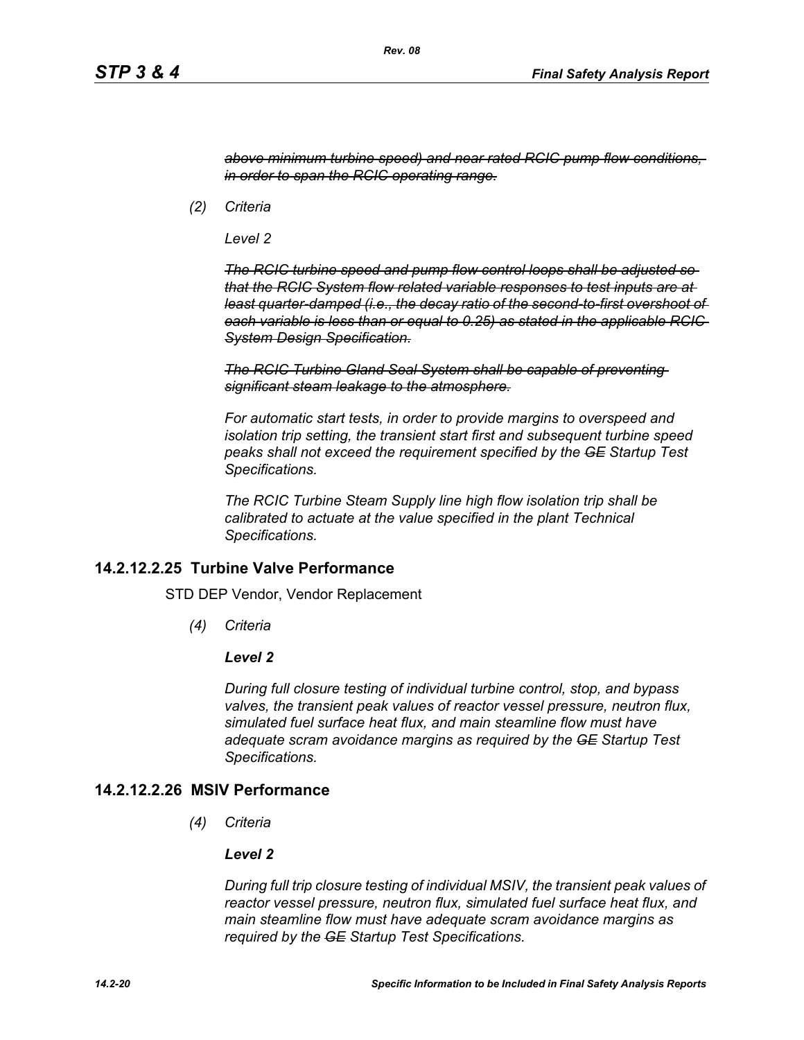~~*above minimum turbine speed) and near rated RCIC pump flow conditions, in order to span the RCIC operating range.*~~

*(2) Criteria*

*Level 2*

~~*The RCIC turbine speed and pump flow control loops shall be adjusted so that the RCIC System flow related variable responses to test inputs are at least quarter-damped (i.e., the decay ratio of the second-to-first overshoot of each variable is less than or equal to 0.25) as stated in the applicable RCIC System Design Specification.*~~

~~*The RCIC Turbine Gland Seal System shall be capable of preventing significant steam leakage to the atmosphere.*~~

*For automatic start tests, in order to provide margins to overspeed and isolation trip setting, the transient start first and subsequent turbine speed peaks shall not exceed the requirement specified by the ~~GE~~ Startup Test Specifications.*

*The RCIC Turbine Steam Supply line high flow isolation trip shall be calibrated to actuate at the value specified in the plant Technical Specifications.*

## 14.2.12.2.25 Turbine Valve Performance

STD DEP Vendor, Vendor Replacement

*(4) Criteria*

***Level 2***

*During full closure testing of individual turbine control, stop, and bypass valves, the transient peak values of reactor vessel pressure, neutron flux, simulated fuel surface heat flux, and main steamline flow must have adequate scram avoidance margins as required by the ~~GE~~ Startup Test Specifications.*

## 14.2.12.2.26 MSIV Performance

*(4) Criteria*

***Level 2***

*During full trip closure testing of individual MSIV, the transient peak values of reactor vessel pressure, neutron flux, simulated fuel surface heat flux, and main steamline flow must have adequate scram avoidance margins as required by the ~~GE~~ Startup Test Specifications.*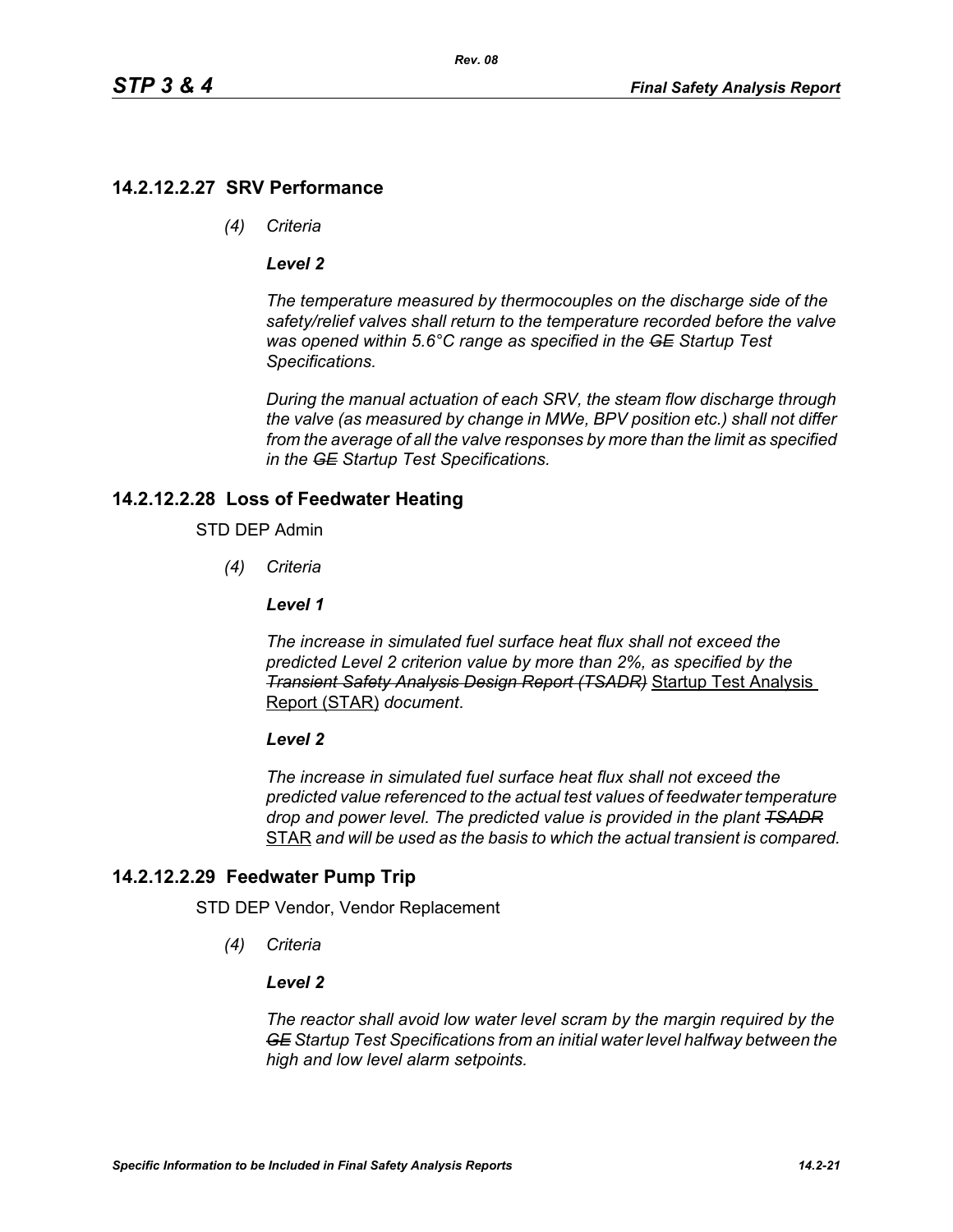## 14.2.12.2.27 SRV Performance

*(4) Criteria*

***Level 2***

*The temperature measured by thermocouples on the discharge side of the safety/relief valves shall return to the temperature recorded before the valve was opened within 5.6°C range as specified in the ~~GE~~ Startup Test Specifications.*

*During the manual actuation of each SRV, the steam flow discharge through the valve (as measured by change in MWe, BPV position etc.) shall not differ from the average of all the valve responses by more than the limit as specified in the ~~GE~~ Startup Test Specifications.*

## 14.2.12.2.28 Loss of Feedwater Heating

STD DEP Admin

*(4) Criteria*

***Level 1***

*The increase in simulated fuel surface heat flux shall not exceed the predicted Level 2 criterion value by more than 2%, as specified by the ~~Transient Safety Analysis Design Report (TSADR)~~* Startup Test Analysis Report (STAR) *document*.

***Level 2***

*The increase in simulated fuel surface heat flux shall not exceed the predicted value referenced to the actual test values of feedwater temperature drop and power level. The predicted value is provided in the plant ~~TSADR~~* STAR *and will be used as the basis to which the actual transient is compared.*

## 14.2.12.2.29 Feedwater Pump Trip

STD DEP Vendor, Vendor Replacement

*(4) Criteria*

***Level 2***

*The reactor shall avoid low water level scram by the margin required by the ~~GE~~ Startup Test Specifications from an initial water level halfway between the high and low level alarm setpoints.*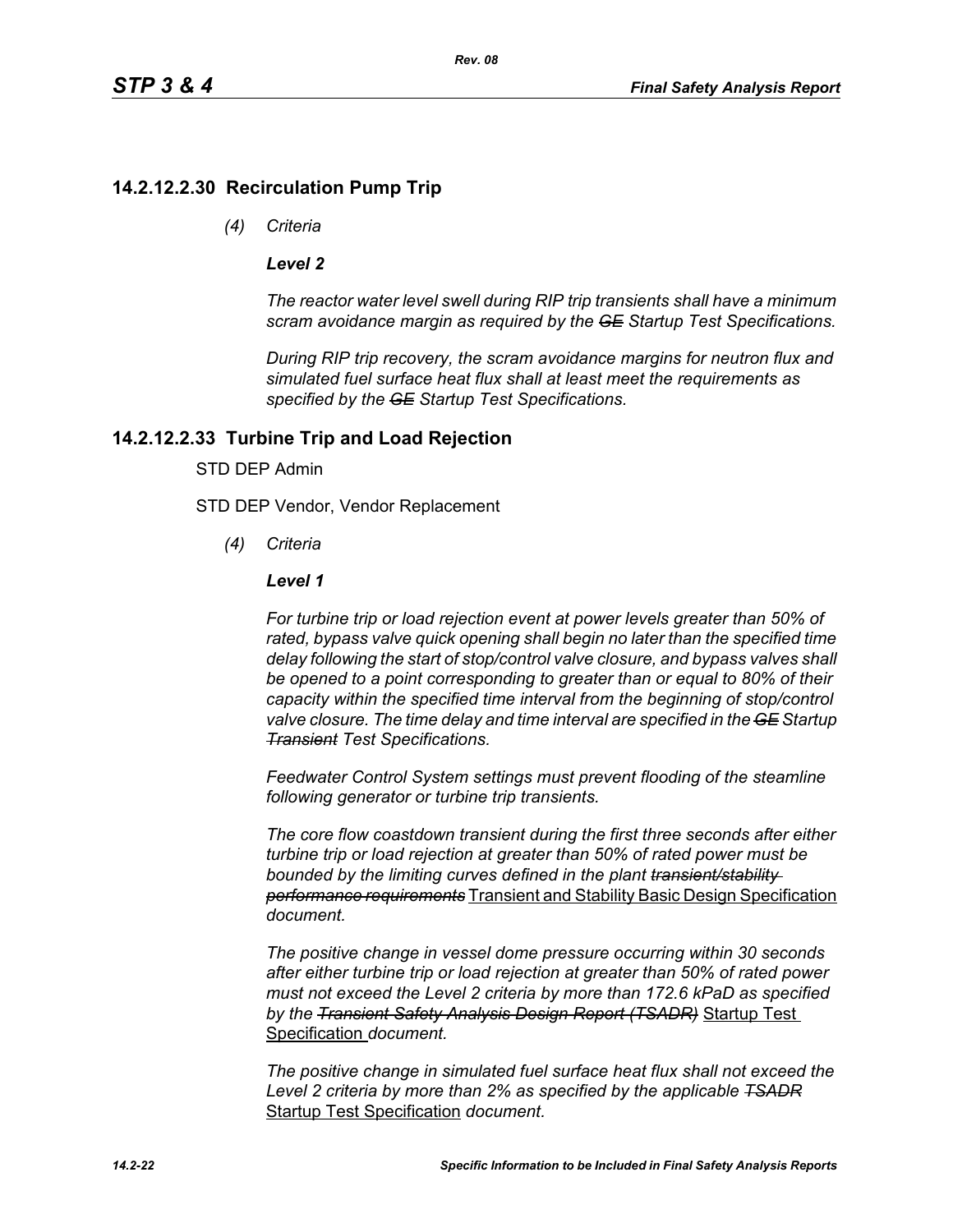## 14.2.12.2.30 Recirculation Pump Trip

*(4) Criteria*

***Level 2***

*The reactor water level swell during RIP trip transients shall have a minimum scram avoidance margin as required by the ~~GE~~ Startup Test Specifications.*

*During RIP trip recovery, the scram avoidance margins for neutron flux and simulated fuel surface heat flux shall at least meet the requirements as specified by the ~~GE~~ Startup Test Specifications.*

## 14.2.12.2.33 Turbine Trip and Load Rejection

STD DEP Admin

STD DEP Vendor, Vendor Replacement

*(4) Criteria*

***Level 1***

*For turbine trip or load rejection event at power levels greater than 50% of rated, bypass valve quick opening shall begin no later than the specified time delay following the start of stop/control valve closure, and bypass valves shall be opened to a point corresponding to greater than or equal to 80% of their capacity within the specified time interval from the beginning of stop/control valve closure. The time delay and time interval are specified in the ~~GE~~ Startup ~~Transient~~ Test Specifications.*

*Feedwater Control System settings must prevent flooding of the steamline following generator or turbine trip transients.*

*The core flow coastdown transient during the first three seconds after either turbine trip or load rejection at greater than 50% of rated power must be bounded by the limiting curves defined in the plant ~~transient/stability performance requirements~~* <u>Transient and Stability Basic Design Specification</u> *document.*

*The positive change in vessel dome pressure occurring within 30 seconds after either turbine trip or load rejection at greater than 50% of rated power must not exceed the Level 2 criteria by more than 172.6 kPaD as specified by the ~~Transient Safety Analysis Design Report (TSADR)~~* <u>Startup Test Specification</u> *document.*

*The positive change in simulated fuel surface heat flux shall not exceed the Level 2 criteria by more than 2% as specified by the applicable ~~TSADR~~* <u>Startup Test Specification</u> *document.*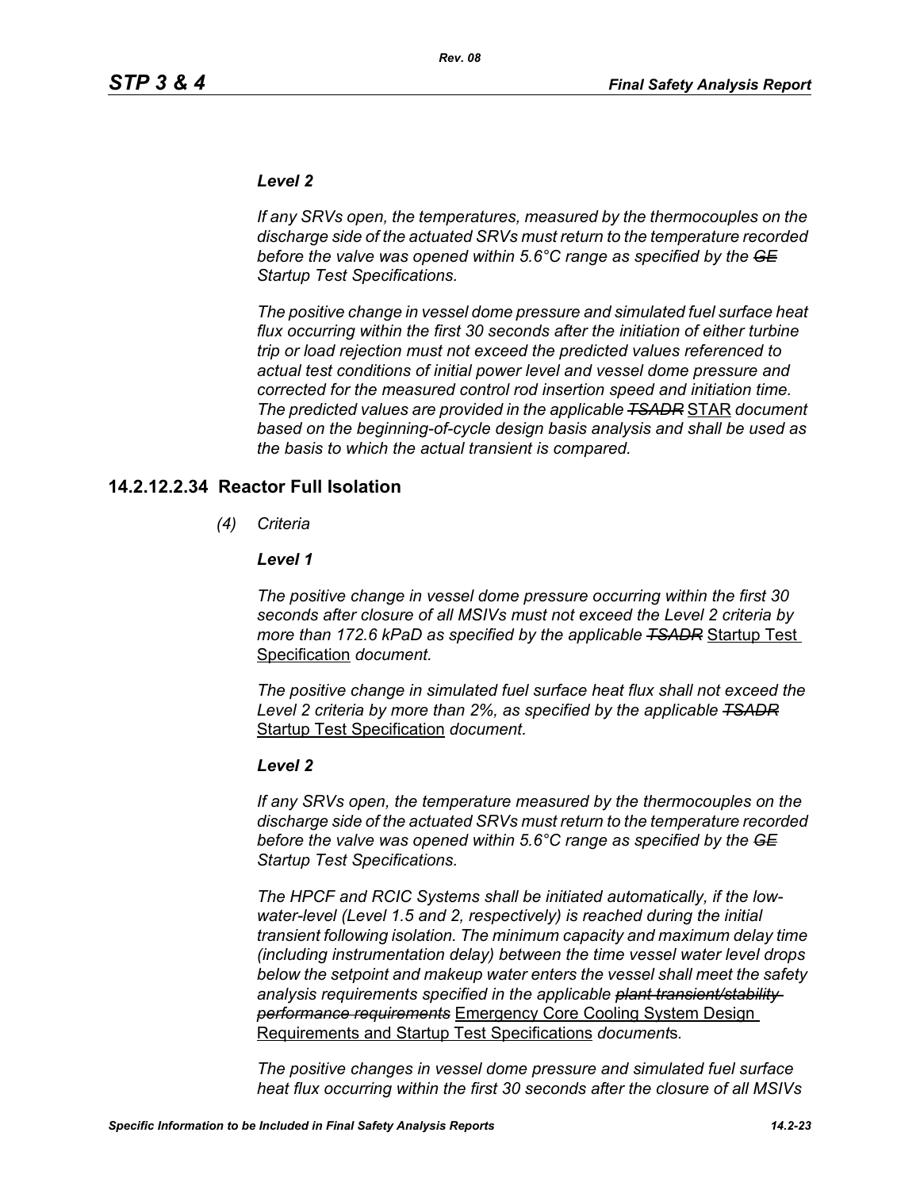***Level 2***

*If any SRVs open, the temperatures, measured by the thermocouples on the discharge side of the actuated SRVs must return to the temperature recorded before the valve was opened within 5.6°C range as specified by the ~~GE~~ Startup Test Specifications.*

*The positive change in vessel dome pressure and simulated fuel surface heat flux occurring within the first 30 seconds after the initiation of either turbine trip or load rejection must not exceed the predicted values referenced to actual test conditions of initial power level and vessel dome pressure and corrected for the measured control rod insertion speed and initiation time. The predicted values are provided in the applicable ~~TSADR~~* <u>STAR</u> *document based on the beginning-of-cycle design basis analysis and shall be used as the basis to which the actual transient is compared.*

## 14.2.12.2.34 Reactor Full Isolation

*(4) Criteria*

***Level 1***

*The positive change in vessel dome pressure occurring within the first 30 seconds after closure of all MSIVs must not exceed the Level 2 criteria by more than 172.6 kPaD as specified by the applicable ~~TSADR~~* <u>Startup Test Specification</u> *document.*

*The positive change in simulated fuel surface heat flux shall not exceed the Level 2 criteria by more than 2%, as specified by the applicable ~~TSADR~~* <u>Startup Test Specification</u> *document.*

***Level 2***

*If any SRVs open, the temperature measured by the thermocouples on the discharge side of the actuated SRVs must return to the temperature recorded before the valve was opened within 5.6°C range as specified by the ~~GE~~ Startup Test Specifications.*

*The HPCF and RCIC Systems shall be initiated automatically, if the low-water-level (Level 1.5 and 2, respectively) is reached during the initial transient following isolation. The minimum capacity and maximum delay time (including instrumentation delay) between the time vessel water level drops below the setpoint and makeup water enters the vessel shall meet the safety analysis requirements specified in the applicable ~~plant transient/stability performance requirements~~* <u>Emergency Core Cooling System Design Requirements and Startup Test Specifications</u> *documents.*

*The positive changes in vessel dome pressure and simulated fuel surface heat flux occurring within the first 30 seconds after the closure of all MSIVs*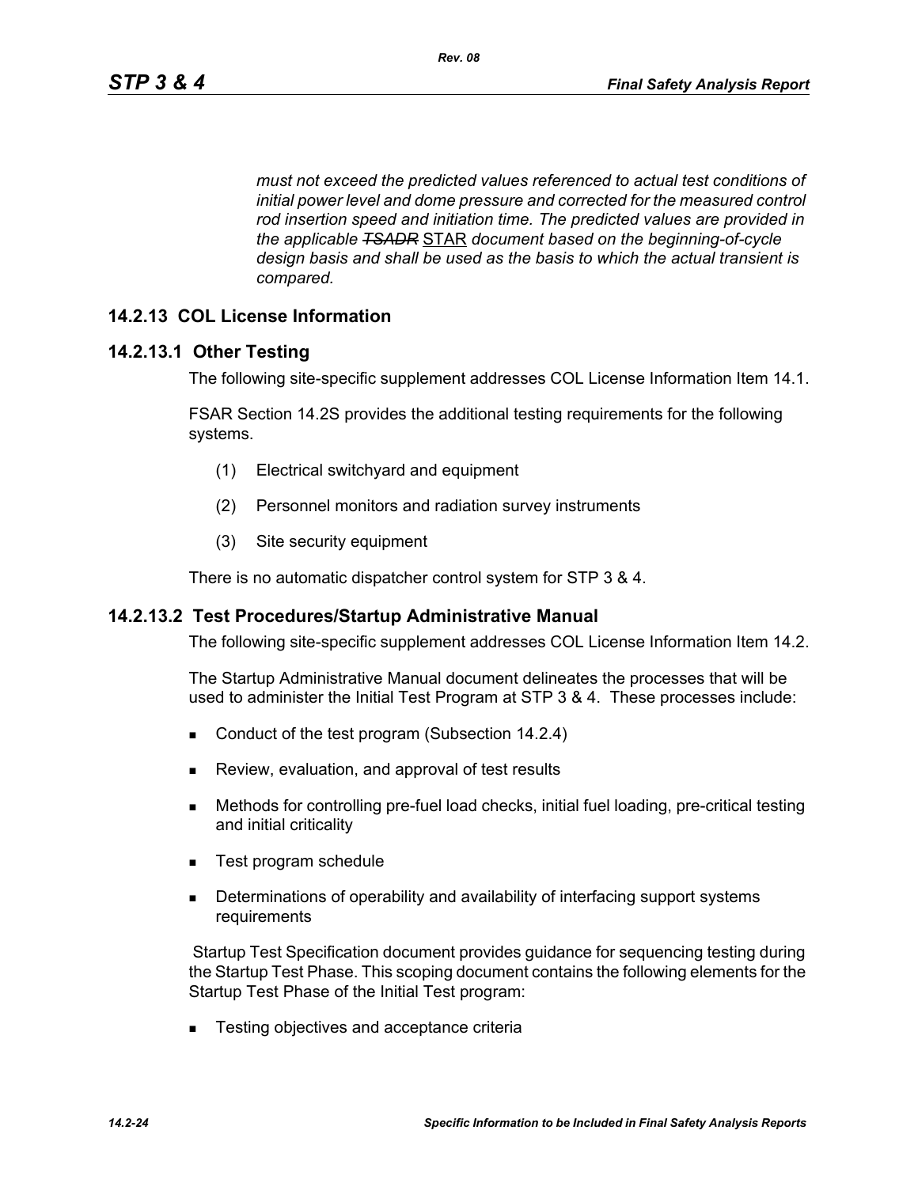*must not exceed the predicted values referenced to actual test conditions of initial power level and dome pressure and corrected for the measured control rod insertion speed and initiation time. The predicted values are provided in the applicable ~~TSADR~~ STAR document based on the beginning-of-cycle design basis and shall be used as the basis to which the actual transient is compared.*

## 14.2.13 COL License Information

### 14.2.13.1 Other Testing

The following site-specific supplement addresses COL License Information Item 14.1.

FSAR Section 14.2S provides the additional testing requirements for the following systems.

(1) Electrical switchyard and equipment

(2) Personnel monitors and radiation survey instruments

(3) Site security equipment

There is no automatic dispatcher control system for STP 3 & 4.

### 14.2.13.2 Test Procedures/Startup Administrative Manual

The following site-specific supplement addresses COL License Information Item 14.2.

The Startup Administrative Manual document delineates the processes that will be used to administer the Initial Test Program at STP 3 & 4. These processes include:

- Conduct of the test program (Subsection 14.2.4)
- Review, evaluation, and approval of test results
- Methods for controlling pre-fuel load checks, initial fuel loading, pre-critical testing and initial criticality
- Test program schedule
- Determinations of operability and availability of interfacing support systems requirements

Startup Test Specification document provides guidance for sequencing testing during the Startup Test Phase. This scoping document contains the following elements for the Startup Test Phase of the Initial Test program:

- Testing objectives and acceptance criteria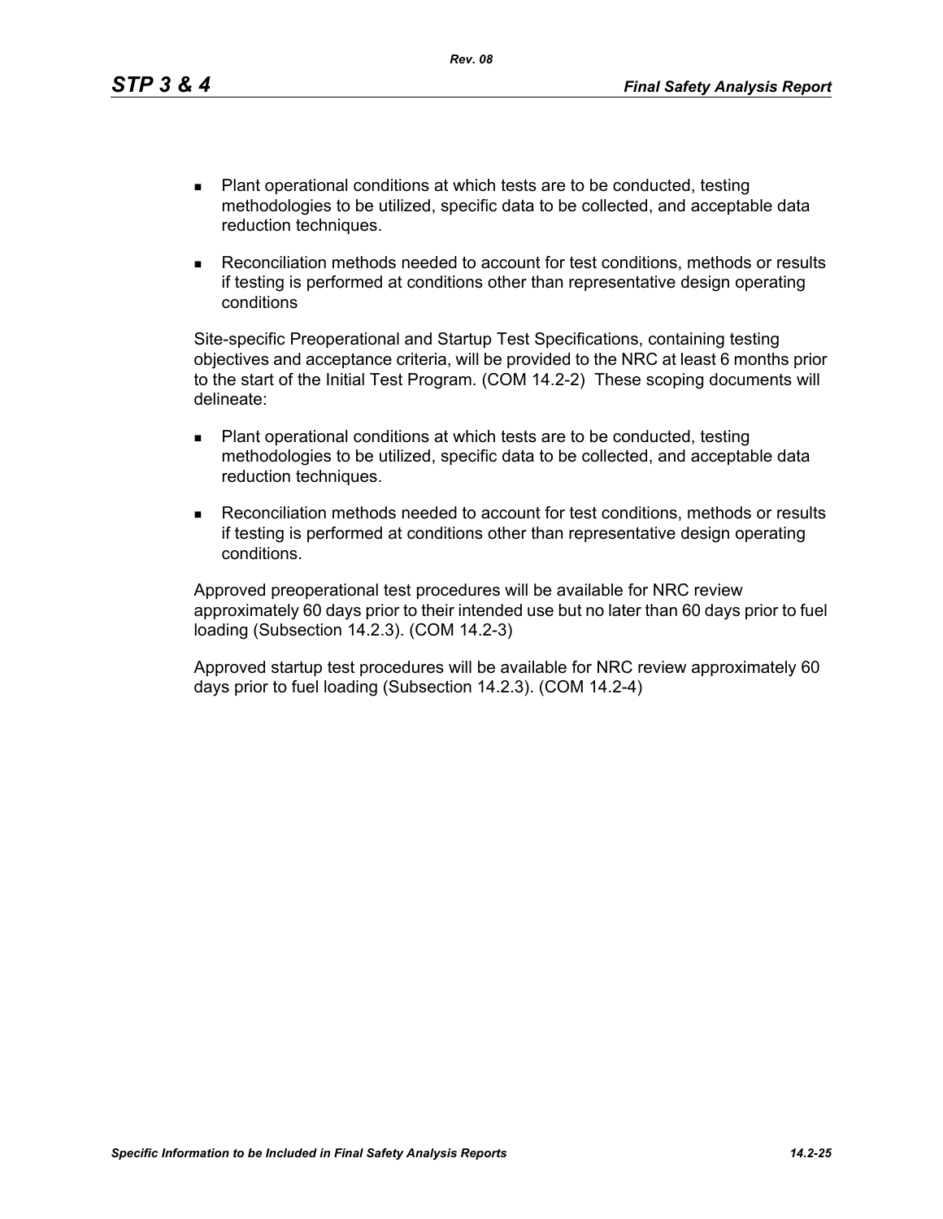- Plant operational conditions at which tests are to be conducted, testing methodologies to be utilized, specific data to be collected, and acceptable data reduction techniques.
- Reconciliation methods needed to account for test conditions, methods or results if testing is performed at conditions other than representative design operating conditions

Site-specific Preoperational and Startup Test Specifications, containing testing objectives and acceptance criteria, will be provided to the NRC at least 6 months prior to the start of the Initial Test Program. (COM 14.2-2) These scoping documents will delineate:

- Plant operational conditions at which tests are to be conducted, testing methodologies to be utilized, specific data to be collected, and acceptable data reduction techniques.
- Reconciliation methods needed to account for test conditions, methods or results if testing is performed at conditions other than representative design operating conditions.

Approved preoperational test procedures will be available for NRC review approximately 60 days prior to their intended use but no later than 60 days prior to fuel loading (Subsection 14.2.3). (COM 14.2-3)

Approved startup test procedures will be available for NRC review approximately 60 days prior to fuel loading (Subsection 14.2.3). (COM 14.2-4)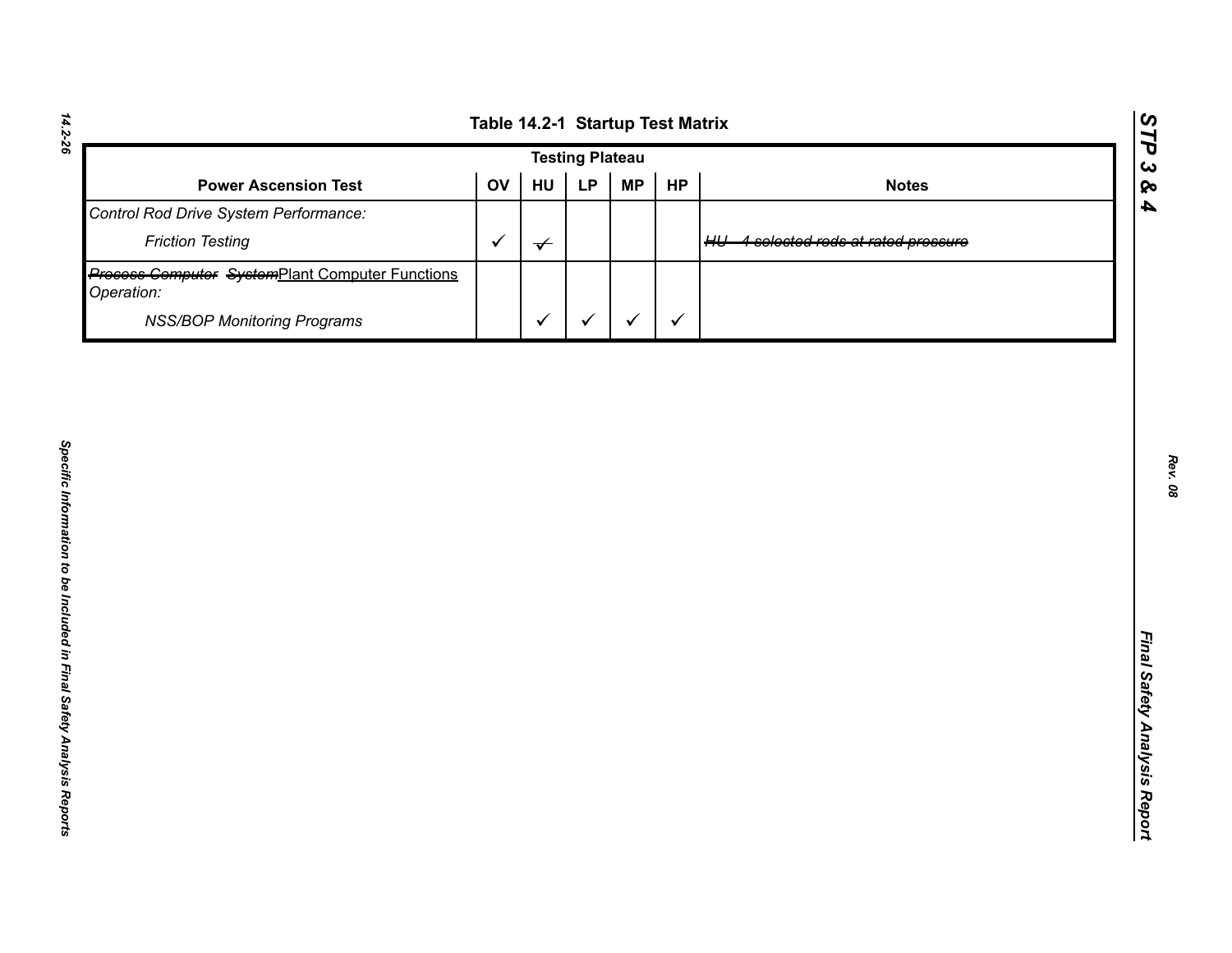**Table 14.2-1 Startup Test Matrix**

| | Testing Plateau | | | | | |
|---|---|---|---|---|---|---|
| **Power Ascension Test** | **OV** | **HU** | **LP** | **MP** | **HP** | **Notes** |
| *Control Rod Drive System Performance:* | | | | | | |
| *Friction Testing* | ✓ | ~~✓~~ | | | | ~~*HU - 4 selected rods at rated pressure*~~ |
| ~~*Process Computer System*~~Plant Computer Functions *Operation:* | | | | | | |
| *NSS/BOP Monitoring Programs* | | ✓ | ✓ | ✓ | ✓ | |